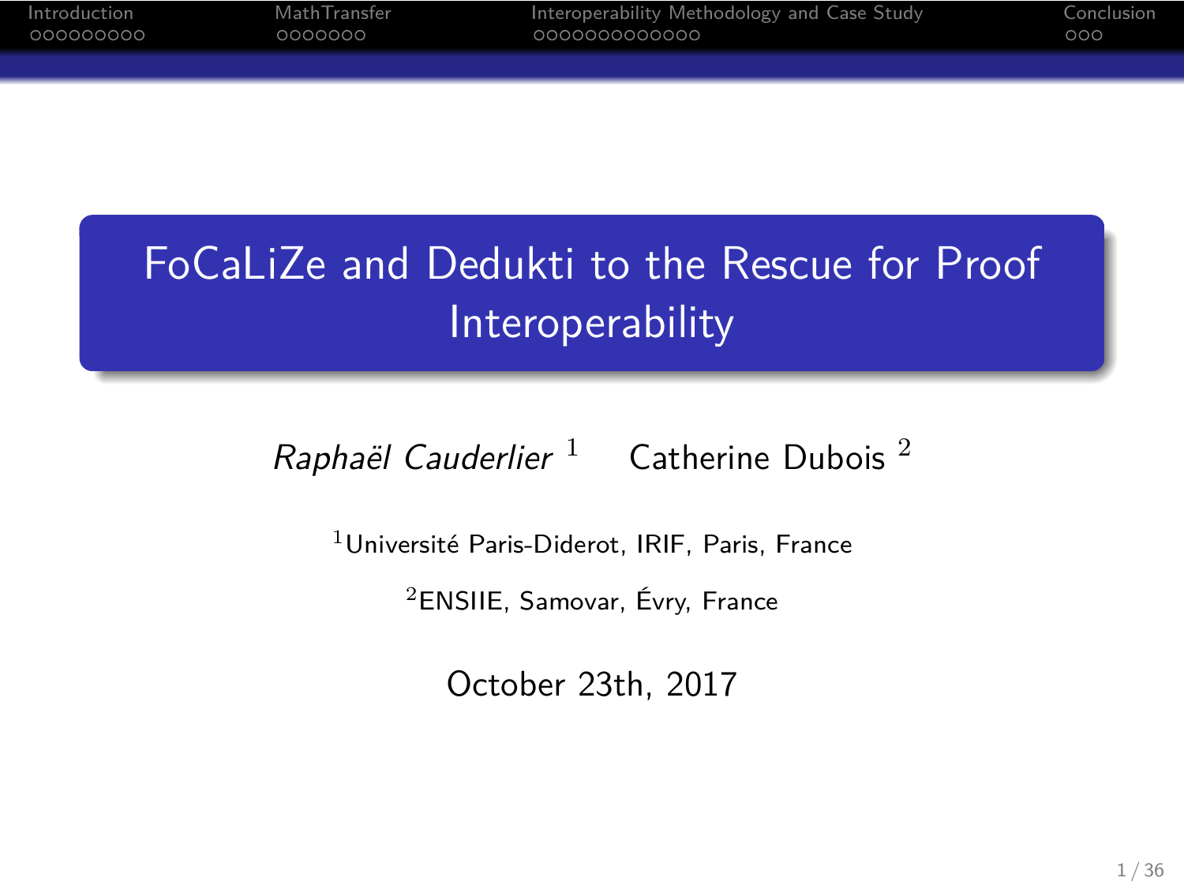# FoCaLiZe and Dedukti to the Rescue for Proof Interoperability

*Raphaël Cauderlier* [1] Catherine Dubois [2]

[1]Université Paris-Diderot, IRIF, Paris, France

[2]ENSIIE, Samovar, Évry, France

October 23th, 2017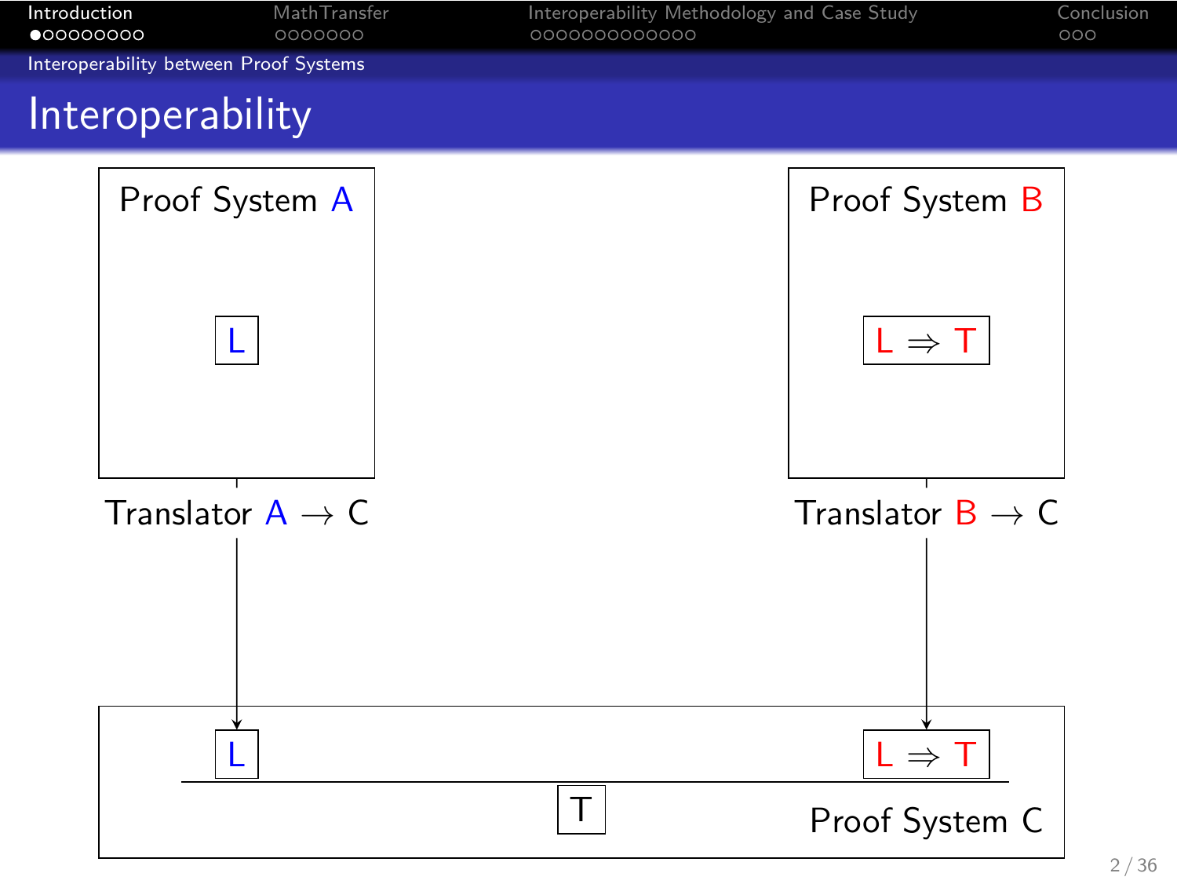# Interoperability

Proof System A

L

Translator A $\rightarrow$ C

Proof System B

L $\Rightarrow$ T

Translator B $\rightarrow$ C

$$\frac{L \qquad L \Rightarrow T}{T}$$

Proof System C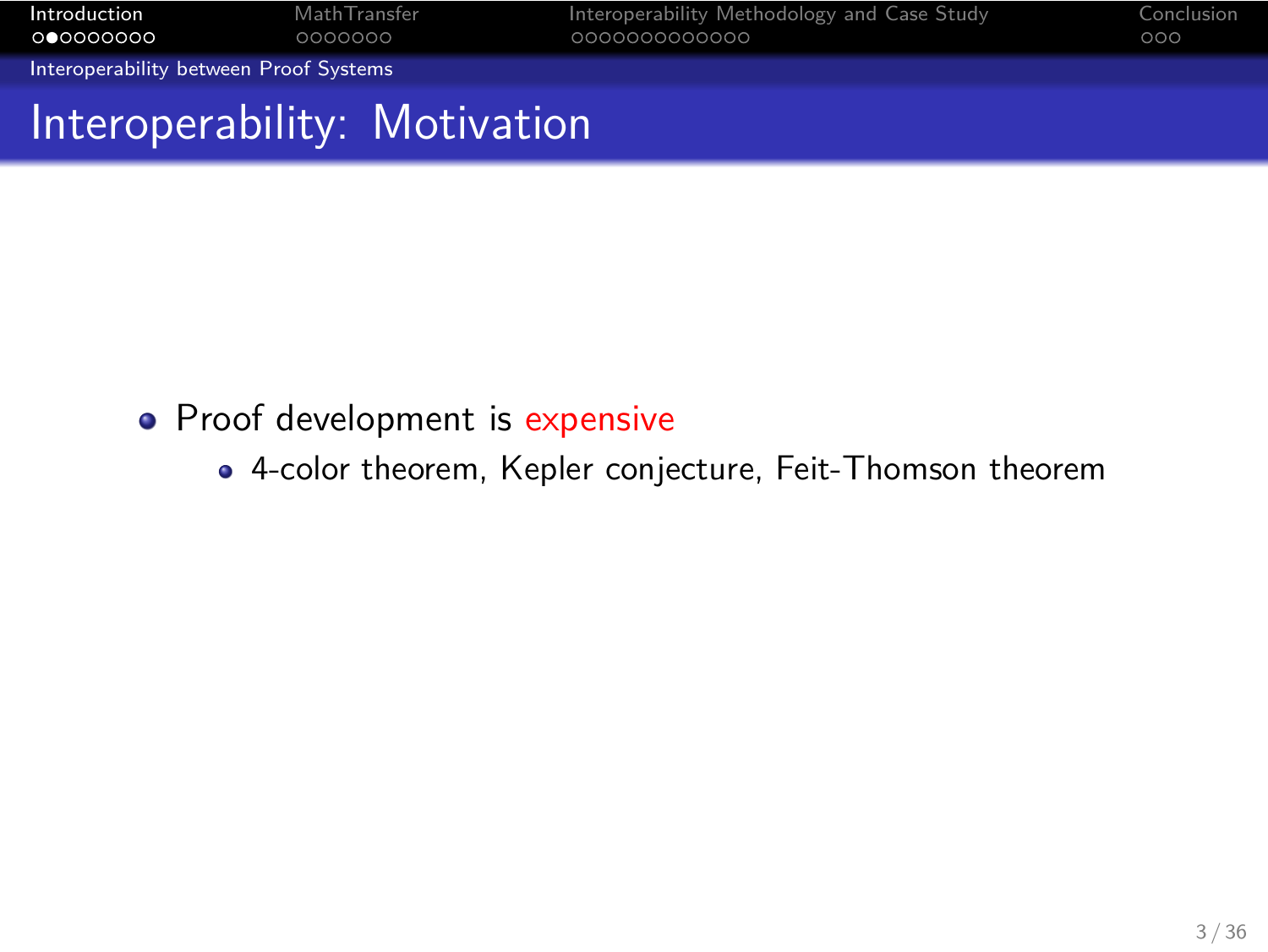## Interoperability: Motivation

- Proof development is expensive
  - 4-color theorem, Kepler conjecture, Feit-Thomson theorem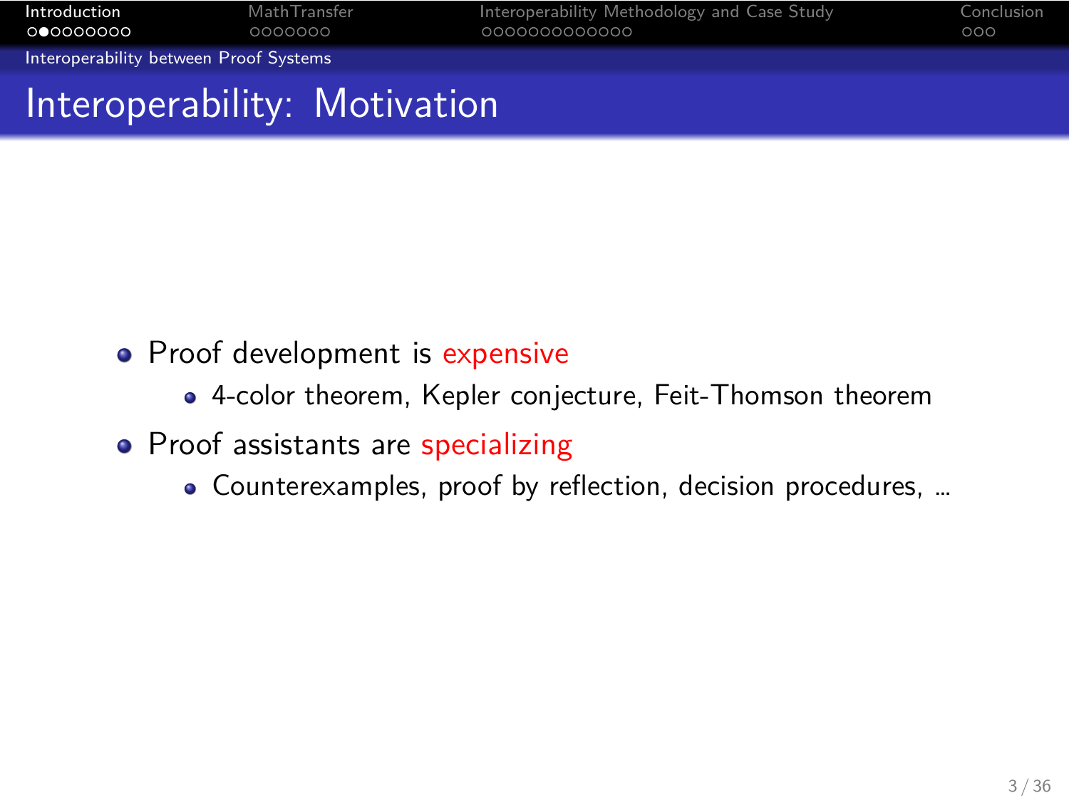# Interoperability: Motivation

- Proof development is expensive
  - 4-color theorem, Kepler conjecture, Feit-Thomson theorem
- Proof assistants are specializing
  - Counterexamples, proof by reflection, decision procedures, ...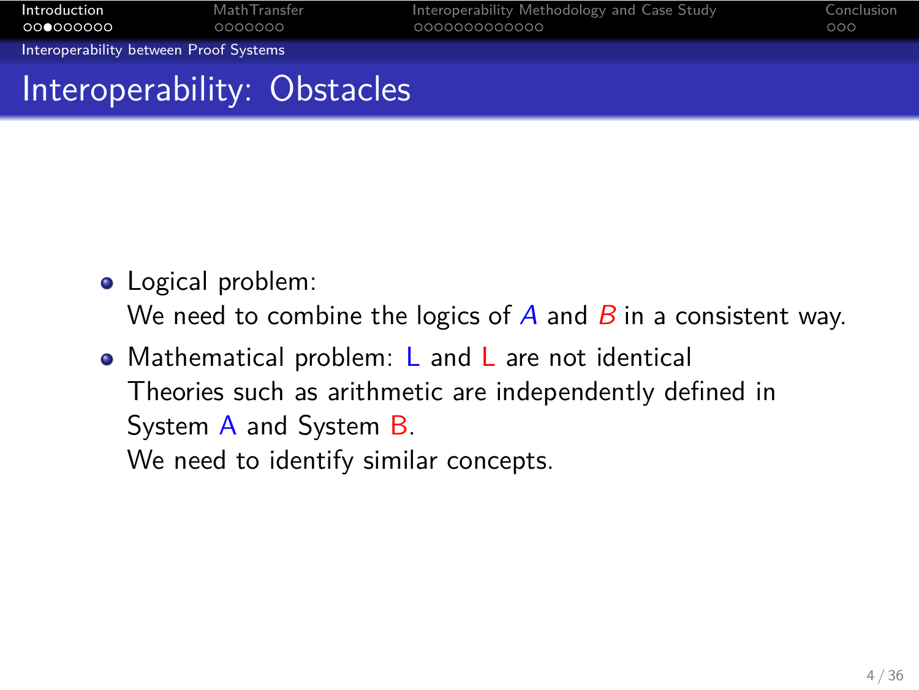## Interoperability: Obstacles

- Logical problem:
  We need to combine the logics of $A$ and $B$ in a consistent way.
- Mathematical problem: L and L are not identical
  Theories such as arithmetic are independently defined in System A and System B.
  We need to identify similar concepts.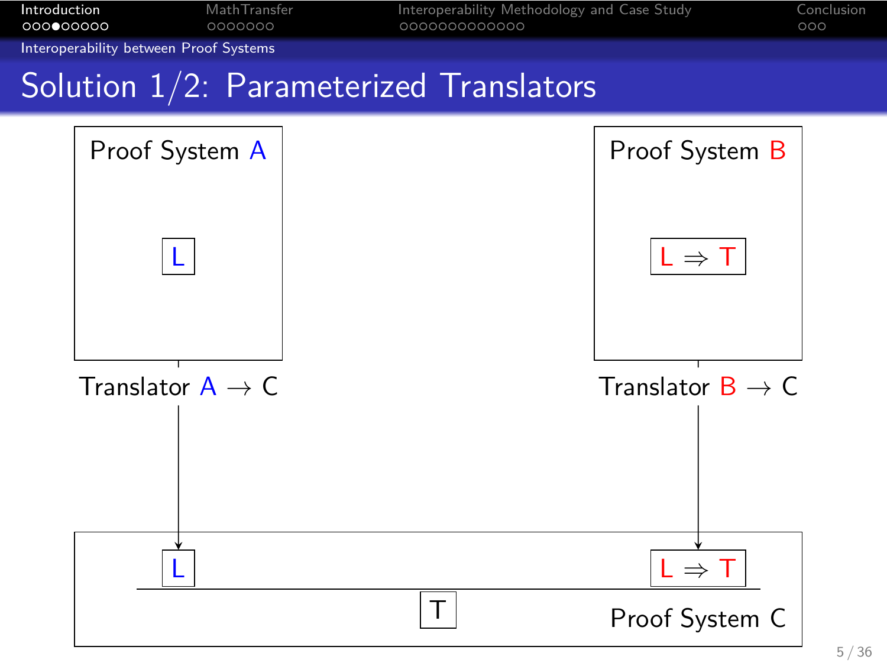## Solution 1/2: Parameterized Translators

Proof System A

L

Translator A $\rightarrow$ C

Proof System B

L $\Rightarrow$ T

Translator B $\rightarrow$ C

Proof System C

$$\frac{L \qquad L \Rightarrow T}{T}$$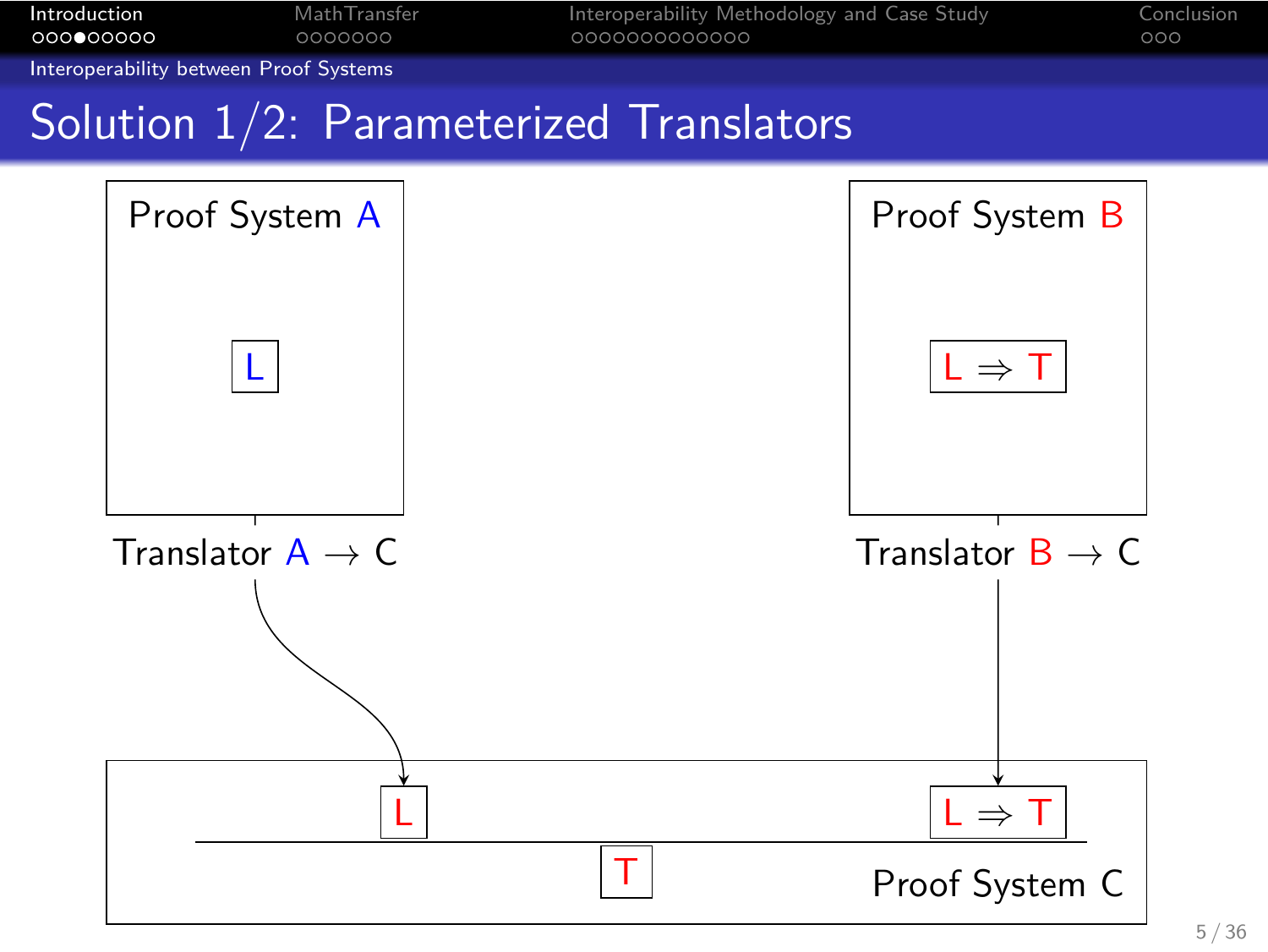# Solution 1/2: Parameterized Translators

Proof System A

L

Translator A → C

Proof System B

L ⇒ T

Translator B → C

$$\frac{L \qquad L \Rightarrow T}{T}$$

Proof System C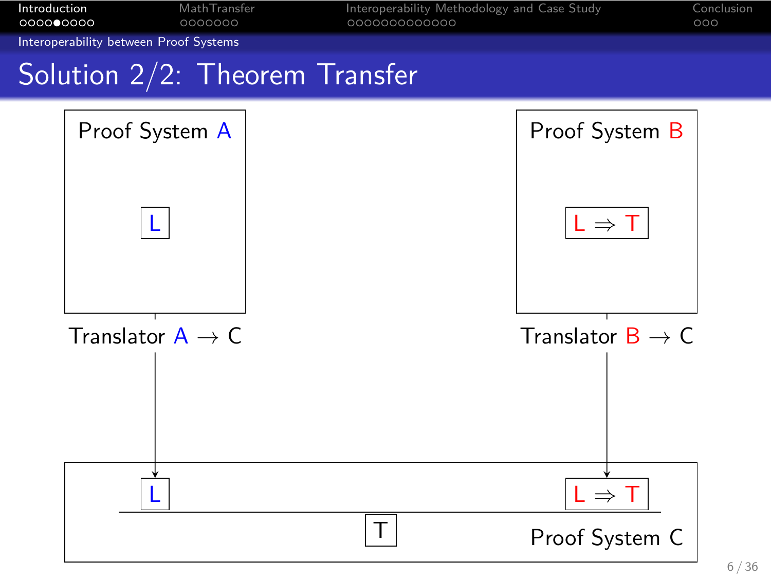# Solution 2/2: Theorem Transfer

Proof System A

L

Translator A → C

Proof System B

$L \Rightarrow T$

Translator B → C

Proof System C

$$\frac{L \qquad L \Rightarrow T}{T}$$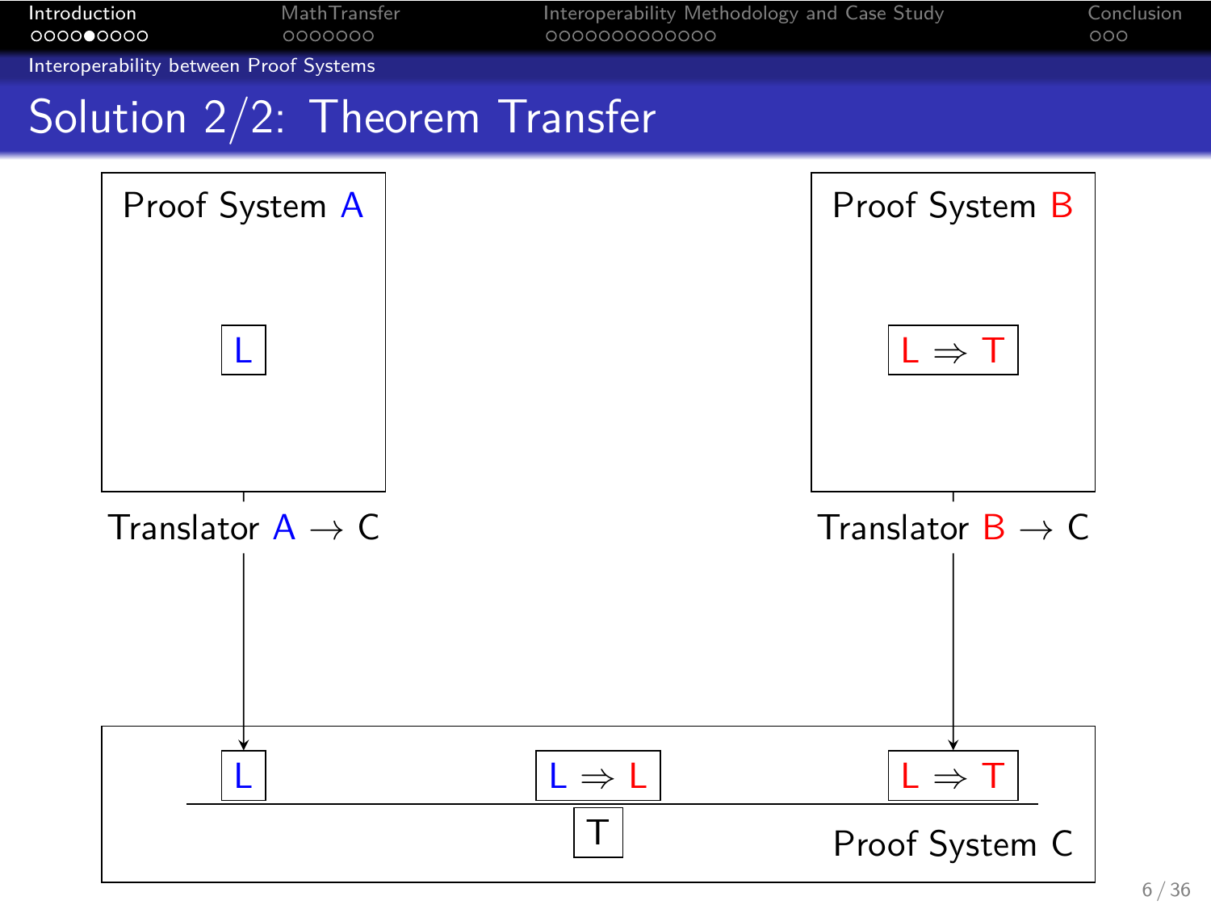## Solution 2/2: Theorem Transfer

Proof System A

L

Translator A → C

Proof System B

L ⇒ T

Translator B → C

$$\frac{L \quad L \Rightarrow L \quad L \Rightarrow T}{T}$$

Proof System C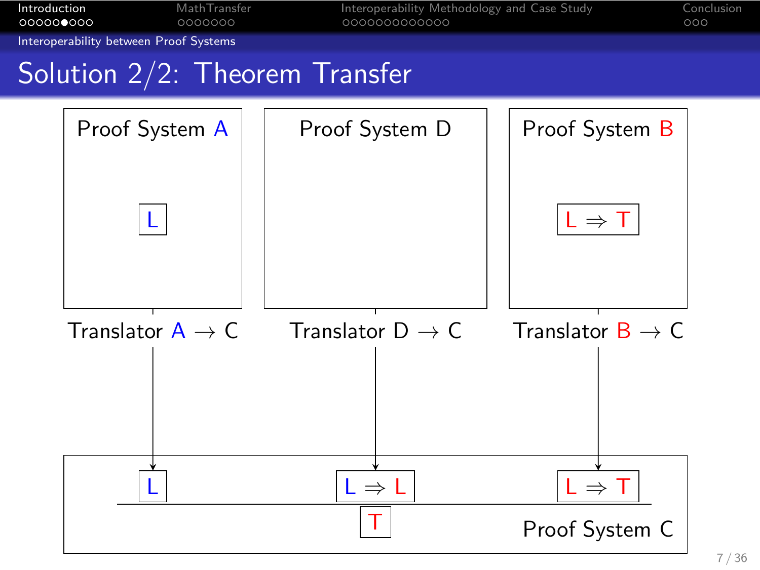## Solution 2/2: Theorem Transfer

Proof System A

L

Proof System D

Proof System B

$L \Rightarrow T$

Translator A $\rightarrow$ C

Translator D $\rightarrow$ C

Translator B $\rightarrow$ C

$$\frac{L \qquad L \Rightarrow L \qquad L \Rightarrow T}{T}$$

Proof System C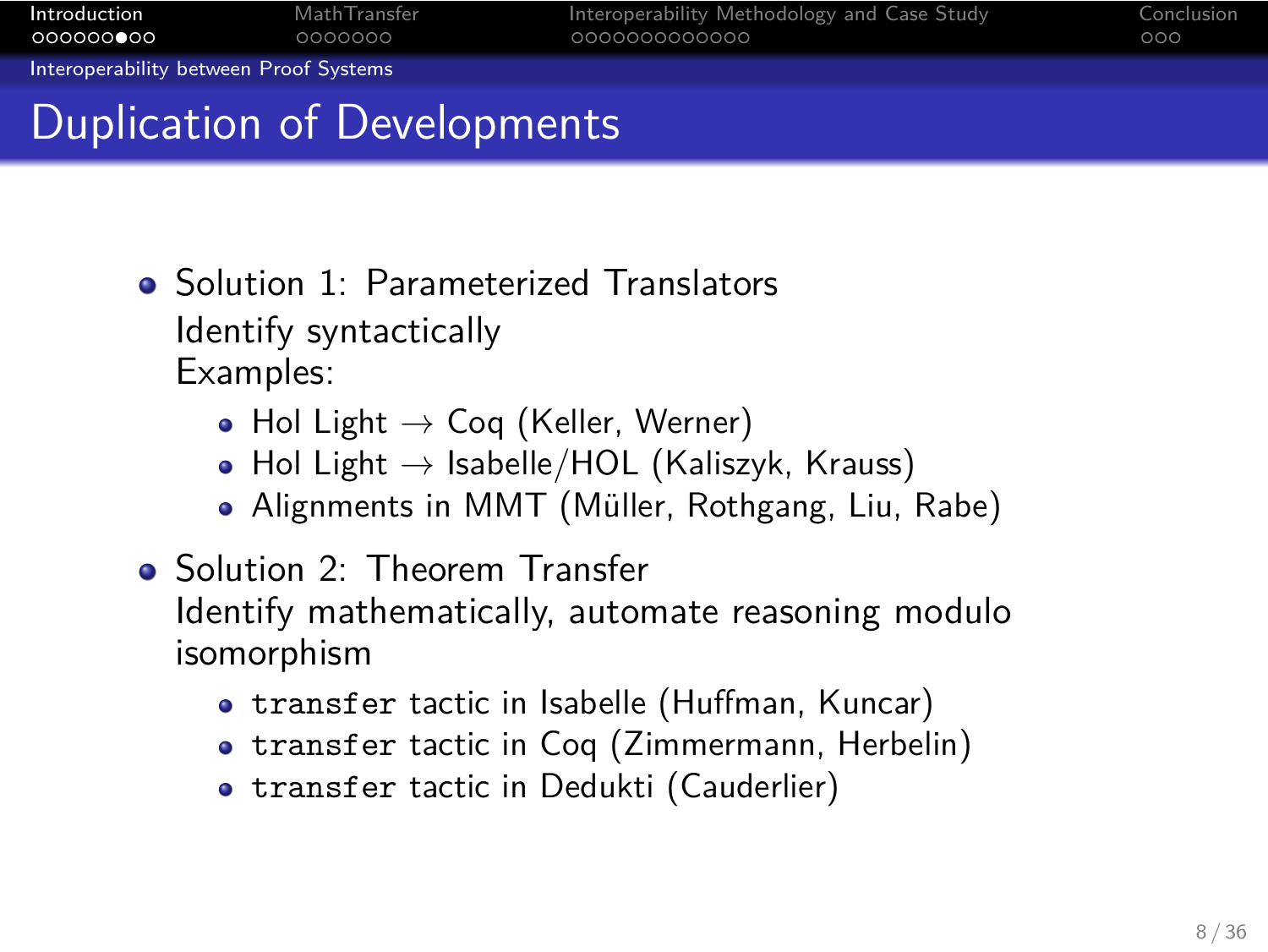# Duplication of Developments

- Solution 1: Parameterized Translators
  Identify syntactically
  Examples:
  - Hol Light $\to$ Coq (Keller, Werner)
  - Hol Light $\to$ Isabelle/HOL (Kaliszyk, Krauss)
  - Alignments in MMT (Müller, Rothgang, Liu, Rabe)
- Solution 2: Theorem Transfer
  Identify mathematically, automate reasoning modulo isomorphism
  - `transfer` tactic in Isabelle (Huffman, Kuncar)
  - `transfer` tactic in Coq (Zimmermann, Herbelin)
  - `transfer` tactic in Dedukti (Cauderlier)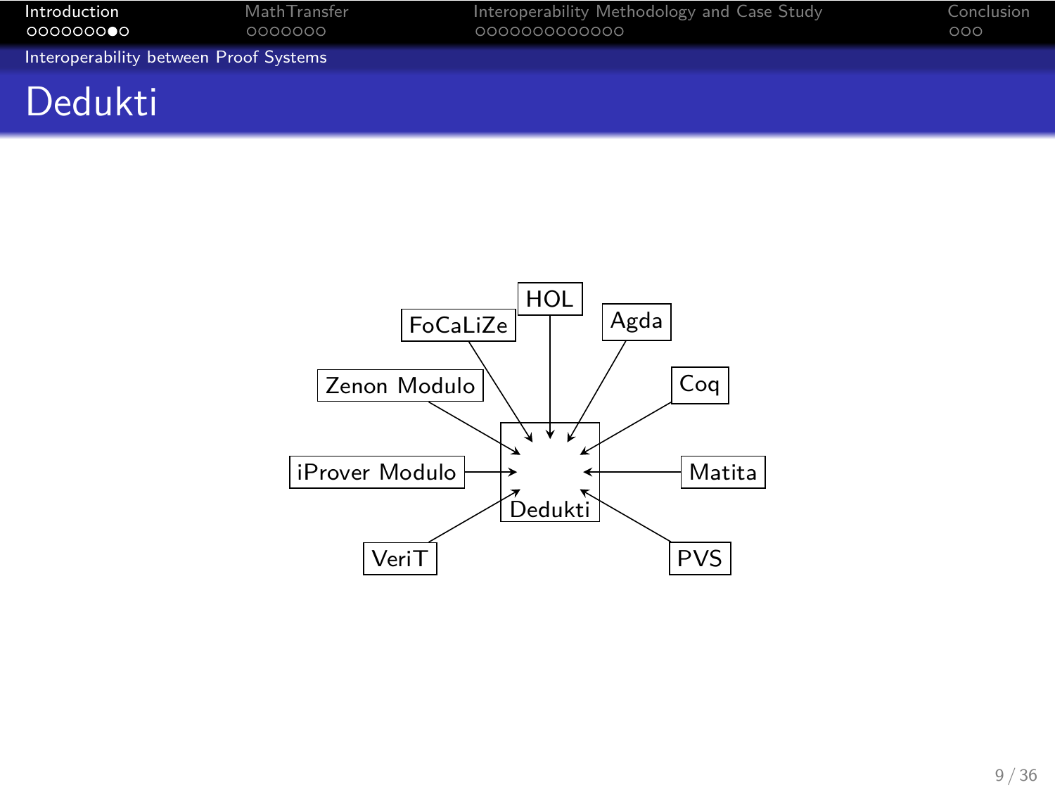# Dedukti

FoCaLiZe, HOL, Agda, Zenon Modulo, Coq, iProver Modulo, Matita, VeriT, PVS → Dedukti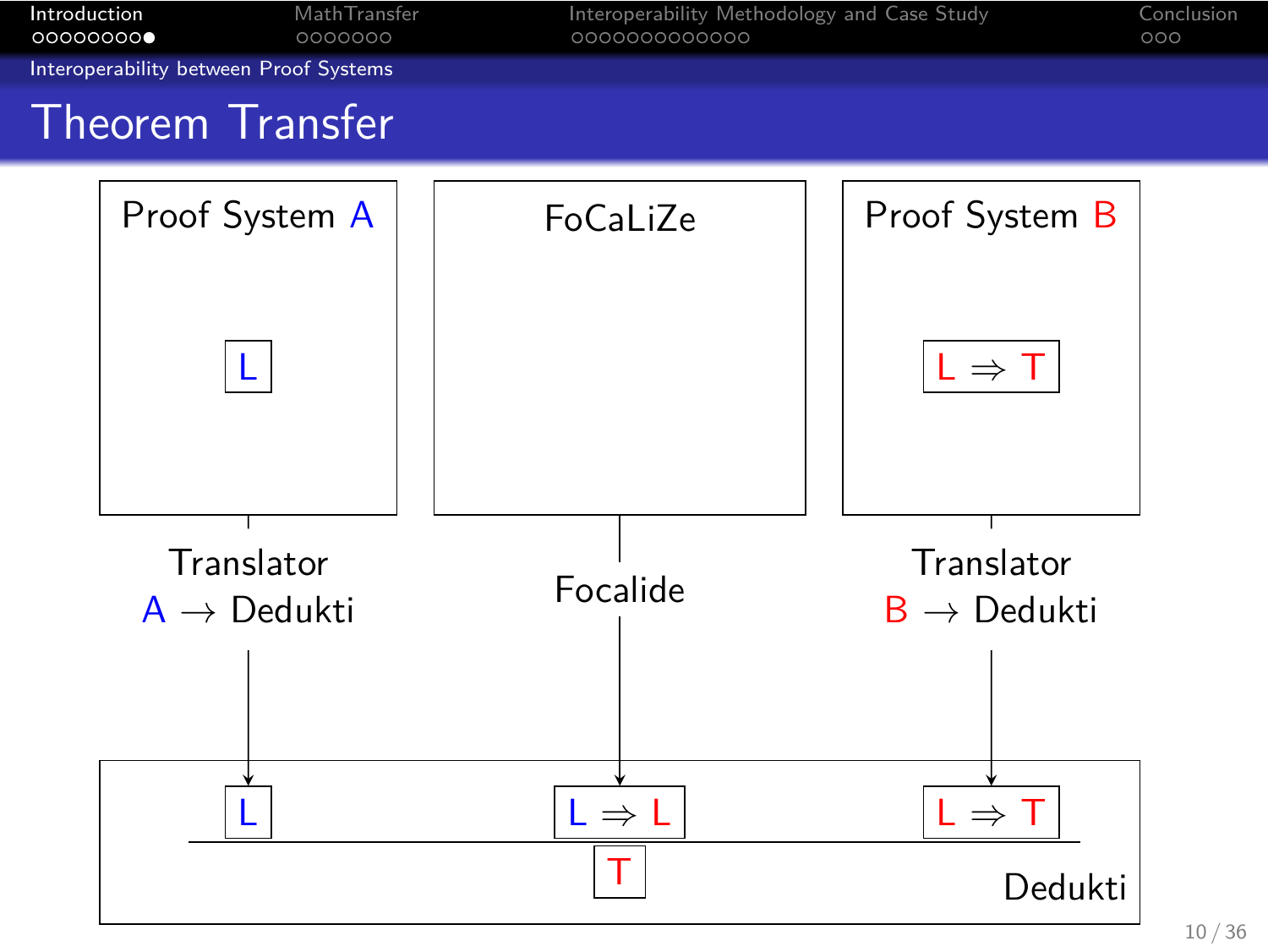# Theorem Transfer

Proof System A

L

FoCaLiZe

Proof System B

L ⇒ T

Translator
A → Dedukti

Focalide

Translator
B → Dedukti

$$\frac{L \quad L \Rightarrow L \quad L \Rightarrow T}{T}$$

Dedukti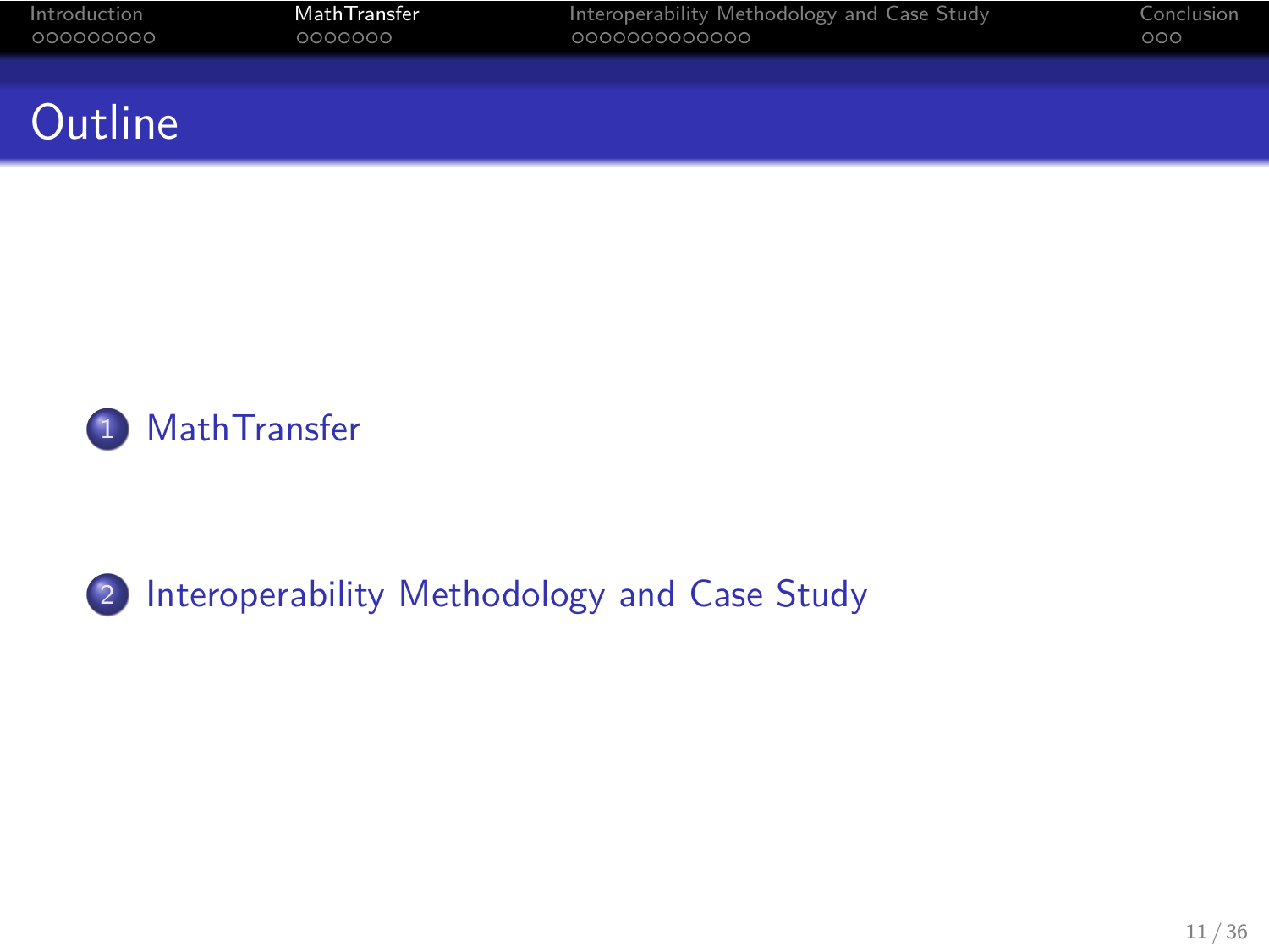# Outline

1. MathTransfer

2. Interoperability Methodology and Case Study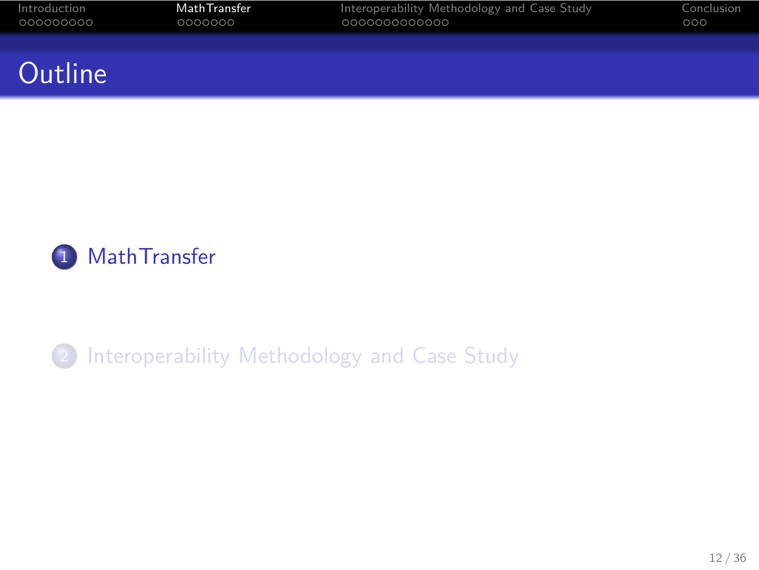# Outline

1. MathTransfer

2. Interoperability Methodology and Case Study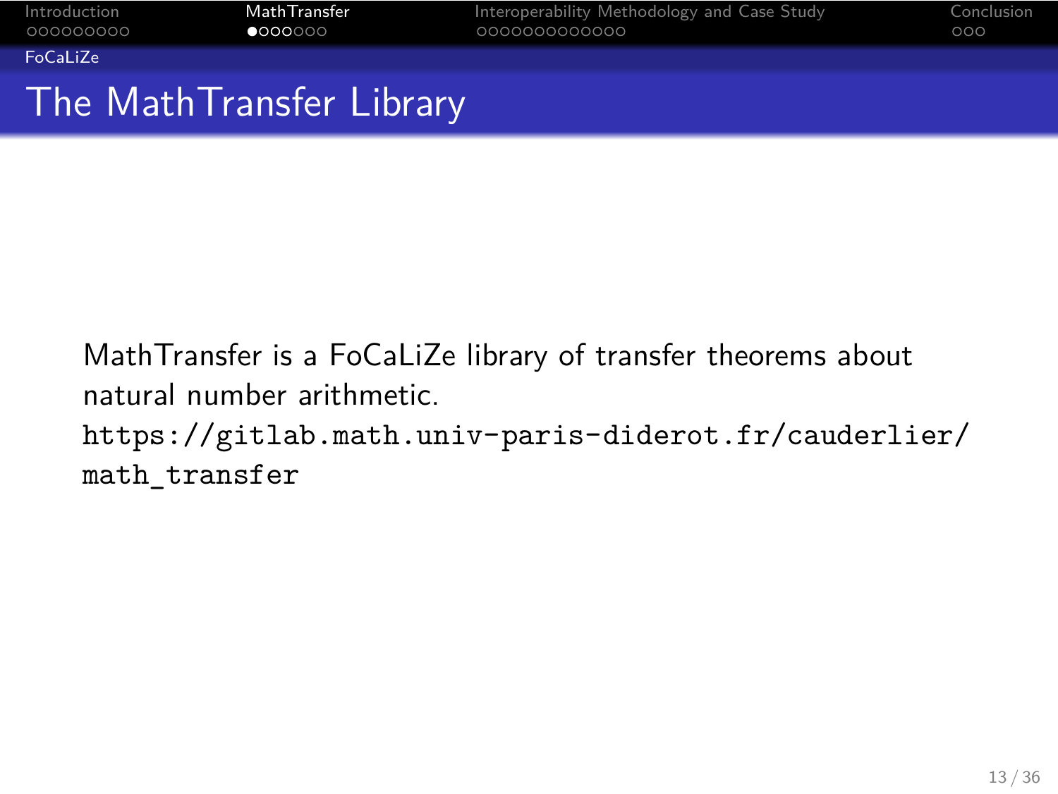# The MathTransfer Library

MathTransfer is a FoCaLiZe library of transfer theorems about natural number arithmetic.
`https://gitlab.math.univ-paris-diderot.fr/cauderlier/math_transfer`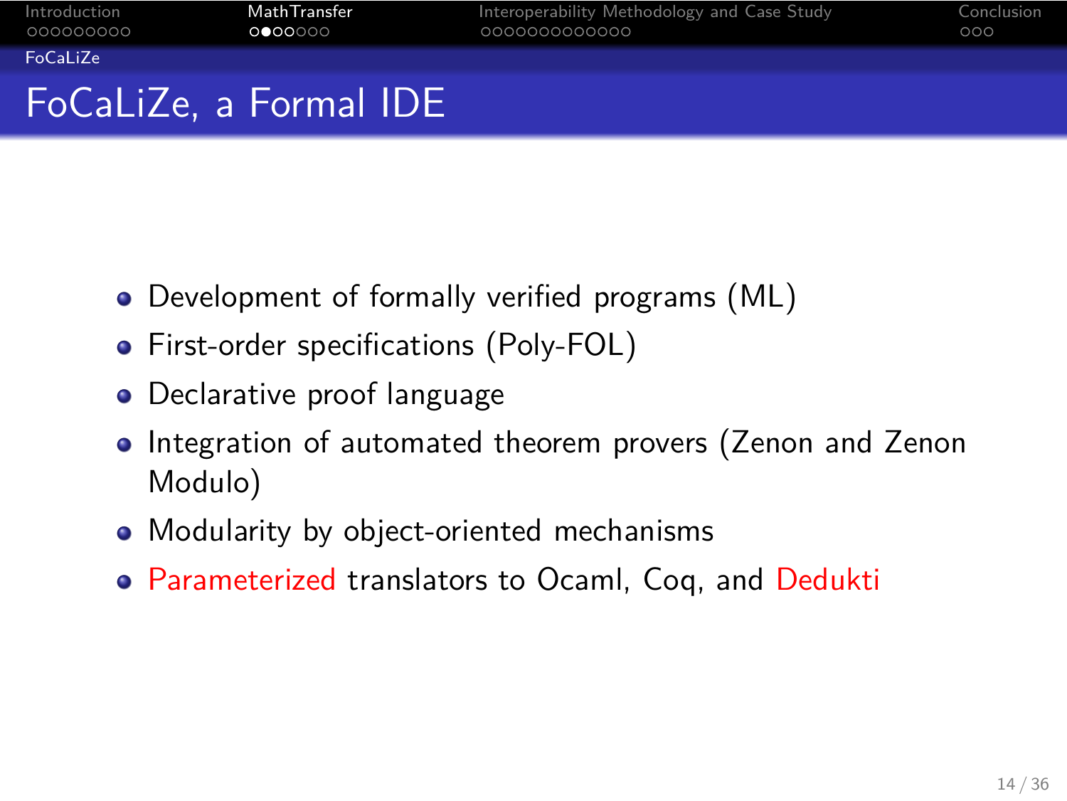# FoCaLiZe, a Formal IDE

- Development of formally verified programs (ML)
- First-order specifications (Poly-FOL)
- Declarative proof language
- Integration of automated theorem provers (Zenon and Zenon Modulo)
- Modularity by object-oriented mechanisms
- Parameterized translators to Ocaml, Coq, and Dedukti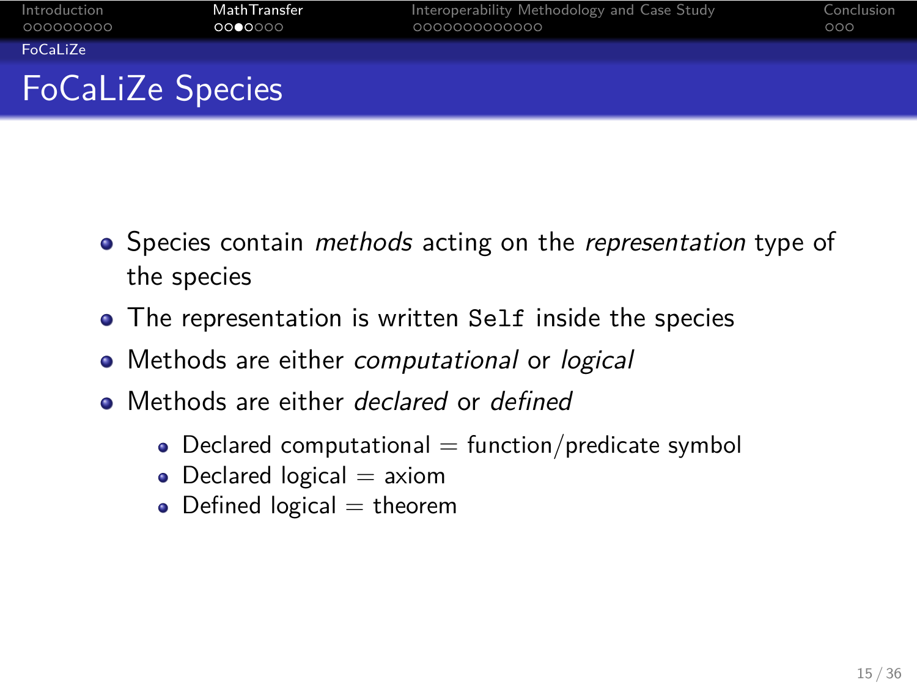# FoCaLiZe Species

- Species contain *methods* acting on the *representation* type of the species
- The representation is written `Self` inside the species
- Methods are either *computational* or *logical*
- Methods are either *declared* or *defined*
  - Declared computational = function/predicate symbol
  - Declared logical = axiom
  - Defined logical = theorem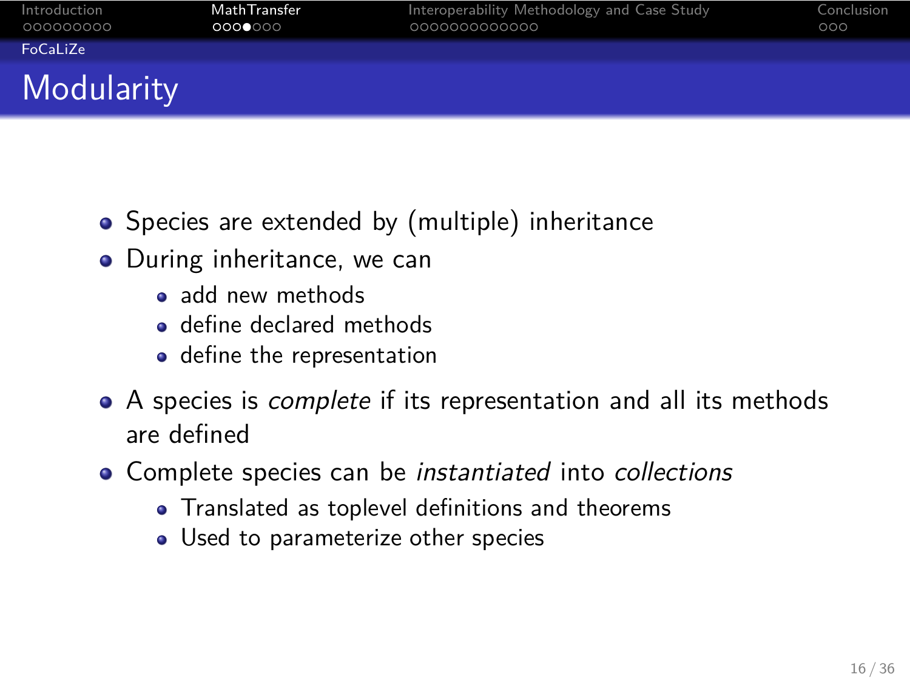## Modularity

- Species are extended by (multiple) inheritance
- During inheritance, we can
  - add new methods
  - define declared methods
  - define the representation
- A species is *complete* if its representation and all its methods are defined
- Complete species can be *instantiated* into *collections*
  - Translated as toplevel definitions and theorems
  - Used to parameterize other species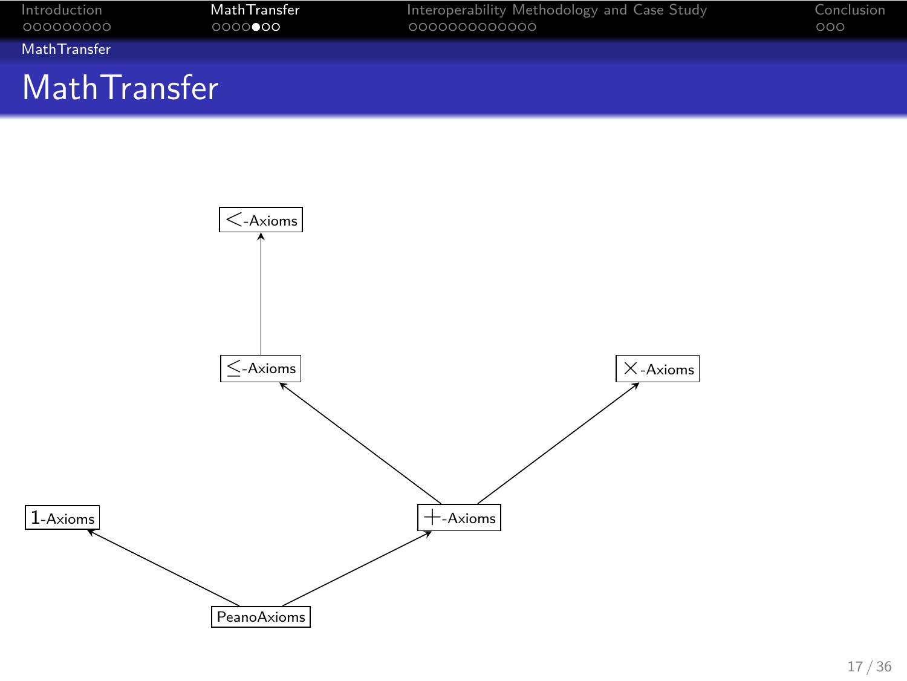# MathTransfer

$<$-Axioms

$\leq$-Axioms

$\times$-Axioms

$1$-Axioms

$+$-Axioms

PeanoAxioms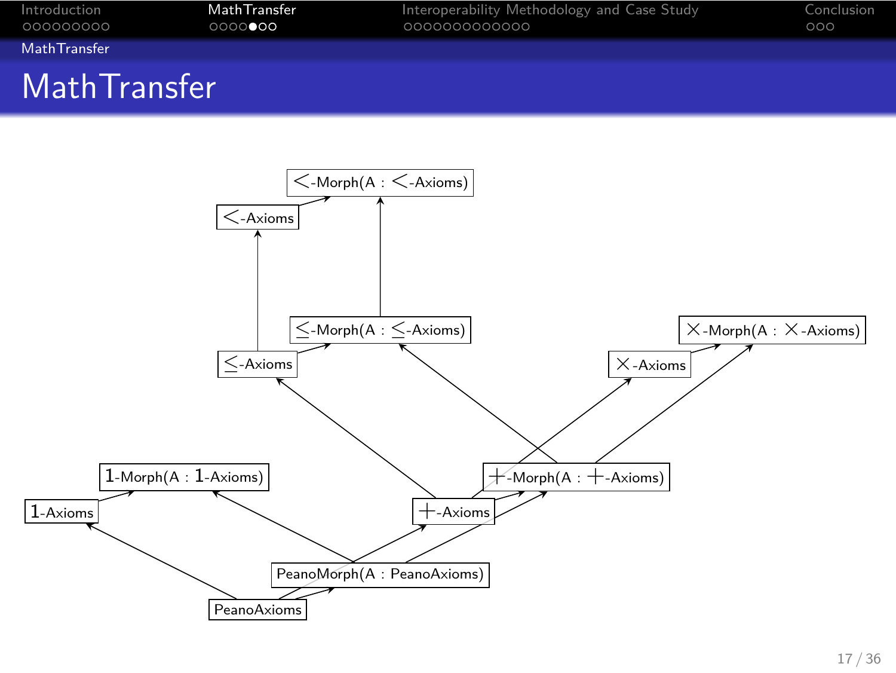# MathTransfer

<-Morph(A : <-Axioms)

<-Axioms

≤-Morph(A : ≤-Axioms)

≤-Axioms

×-Morph(A : ×-Axioms)

×-Axioms

1-Morph(A : 1-Axioms)

1-Axioms

+-Morph(A : +-Axioms)

+-Axioms

PeanoMorph(A : PeanoAxioms)

PeanoAxioms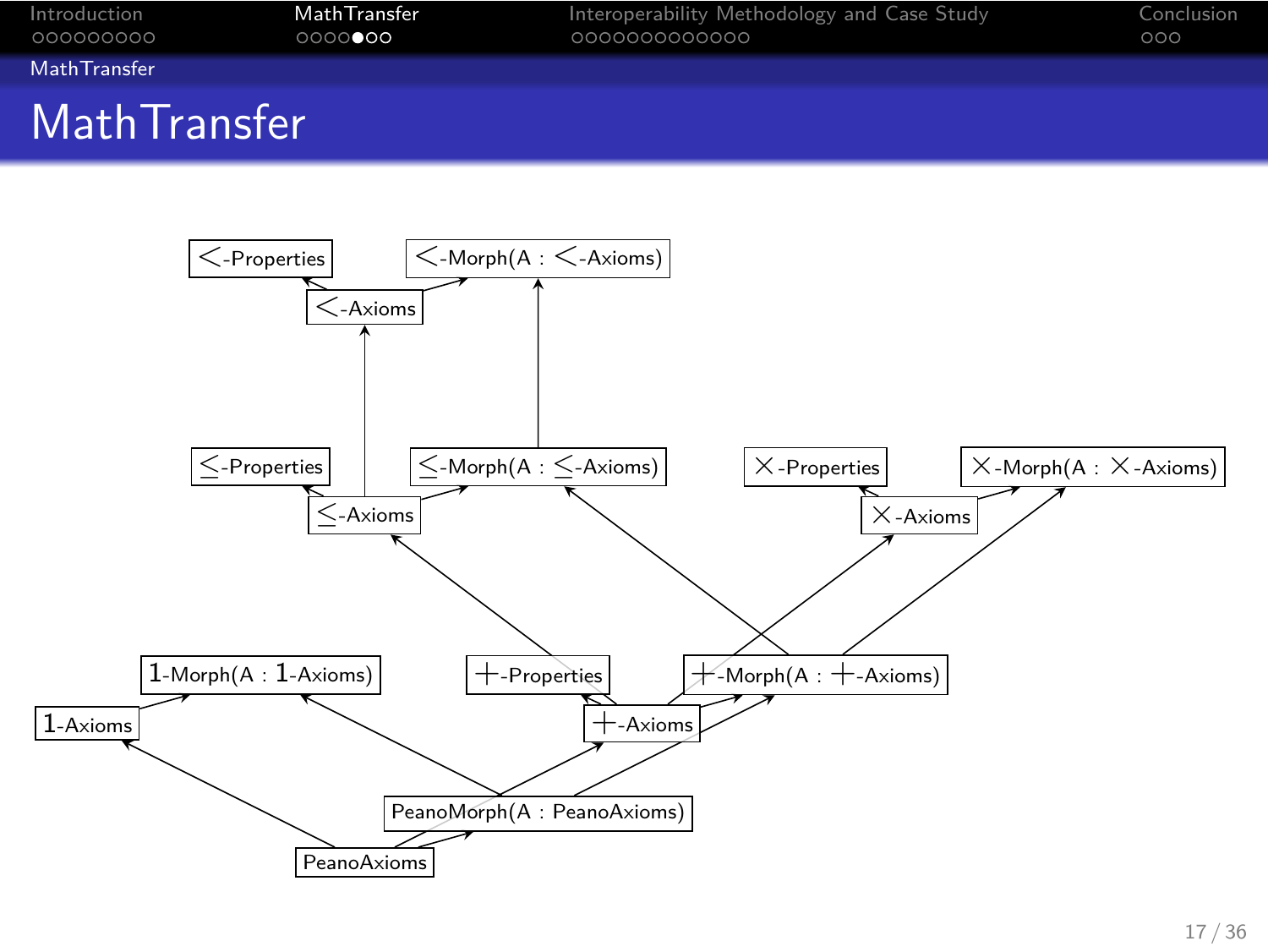# MathTransfer

<-Properties

<-Morph(A : <-Axioms)

<-Axioms

≤-Properties

≤-Morph(A : ≤-Axioms)

≤-Axioms

×-Properties

×-Morph(A : ×-Axioms)

×-Axioms

1-Morph(A : 1-Axioms)

1-Axioms

+-Properties

+-Morph(A : +-Axioms)

+-Axioms

PeanoMorph(A : PeanoAxioms)

PeanoAxioms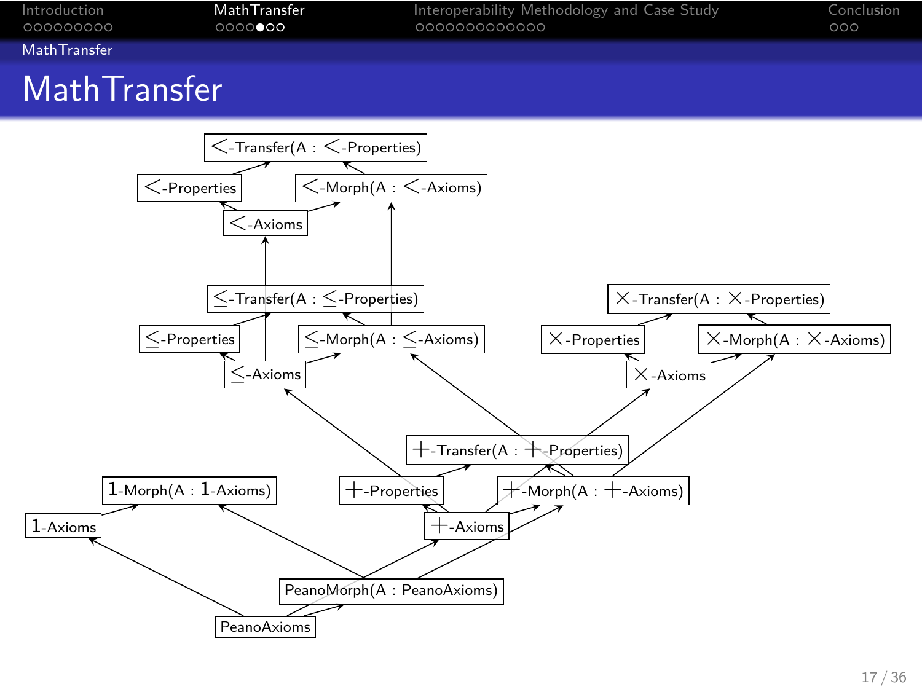# MathTransfer

<-Transfer(A : <-Properties)

<-Properties

<-Morph(A : <-Axioms)

<-Axioms

≤-Transfer(A : ≤-Properties)

≤-Properties

≤-Morph(A : ≤-Axioms)

≤-Axioms

×-Transfer(A : ×-Properties)

×-Properties

×-Morph(A : ×-Axioms)

×-Axioms

+-Transfer(A : +-Properties)

+-Properties

+-Morph(A : +-Axioms)

+-Axioms

1-Morph(A : 1-Axioms)

1-Axioms

PeanoMorph(A : PeanoAxioms)

PeanoAxioms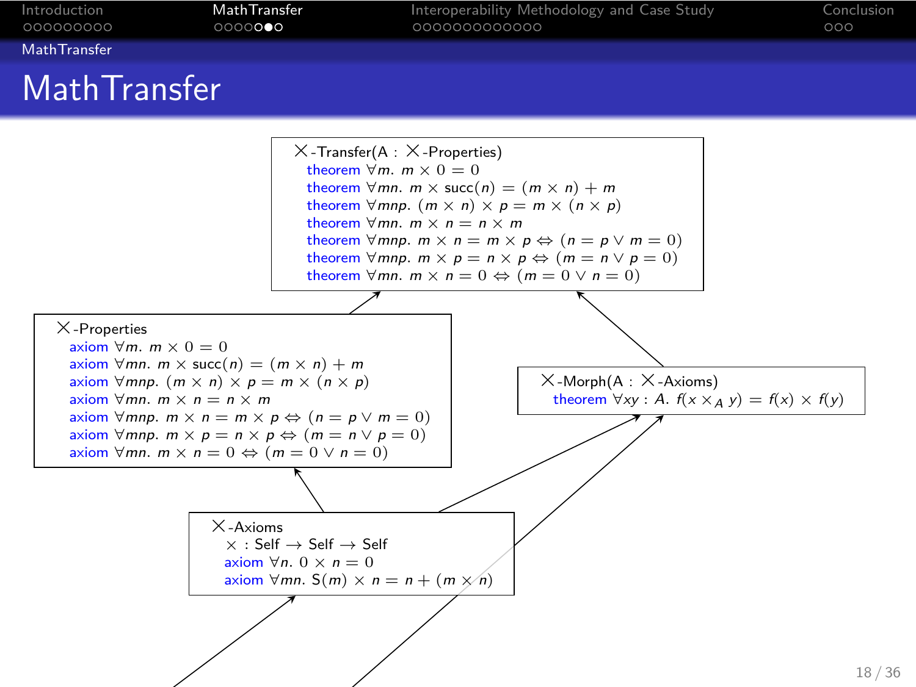# MathTransfer

**×-Transfer(A : ×-Properties)**

- theorem $\forall m.\ m \times 0 = 0$
- theorem $\forall mn.\ m \times \text{succ}(n) = (m \times n) + m$
- theorem $\forall mnp.\ (m \times n) \times p = m \times (n \times p)$
- theorem $\forall mn.\ m \times n = n \times m$
- theorem $\forall mnp.\ m \times n = m \times p \Leftrightarrow (n = p \vee m = 0)$
- theorem $\forall mnp.\ m \times p = n \times p \Leftrightarrow (m = n \vee p = 0)$
- theorem $\forall mn.\ m \times n = 0 \Leftrightarrow (m = 0 \vee n = 0)$

**×-Properties**

- axiom $\forall m.\ m \times 0 = 0$
- axiom $\forall mn.\ m \times \text{succ}(n) = (m \times n) + m$
- axiom $\forall mnp.\ (m \times n) \times p = m \times (n \times p)$
- axiom $\forall mn.\ m \times n = n \times m$
- axiom $\forall mnp.\ m \times n = m \times p \Leftrightarrow (n = p \vee m = 0)$
- axiom $\forall mnp.\ m \times p = n \times p \Leftrightarrow (m = n \vee p = 0)$
- axiom $\forall mn.\ m \times n = 0 \Leftrightarrow (m = 0 \vee n = 0)$

**×-Morph(A : ×-Axioms)**

- theorem $\forall xy : A.\ f(x \times_A y) = f(x) \times f(y)$

**×-Axioms**

- $\times$ : Self $\longrightarrow$ Self $\longrightarrow$ Self
- axiom $\forall n.\ 0 \times n = 0$
- axiom $\forall mn.\ \text{S}(m) \times n = n + (m \times n)$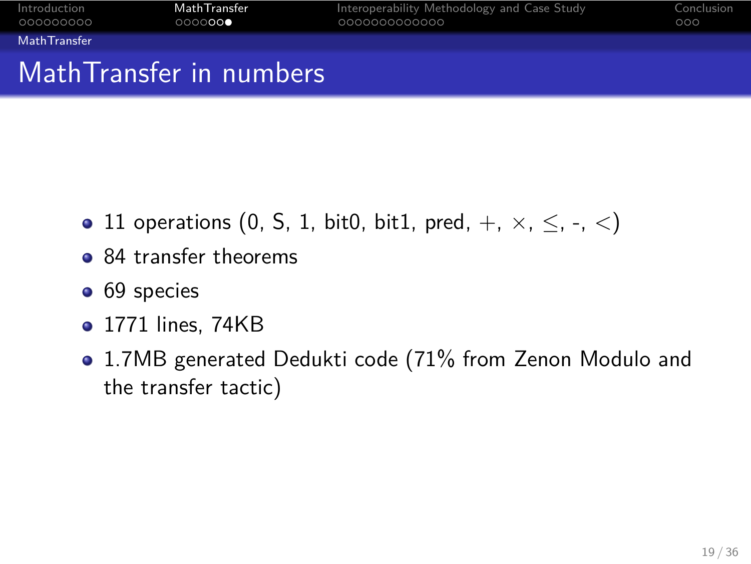# MathTransfer in numbers

- 11 operations (0, S, 1, bit0, bit1, pred, $+$, $\times$, $\leq$, -, $<$)
- 84 transfer theorems
- 69 species
- 1771 lines, 74KB
- 1.7MB generated Dedukti code (71% from Zenon Modulo and the transfer tactic)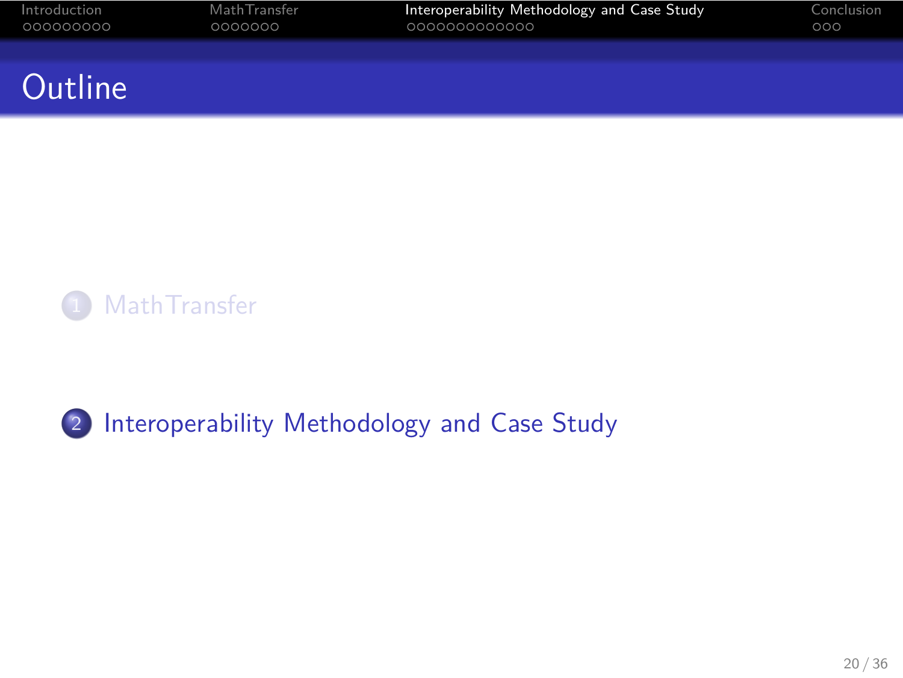# Outline

1. MathTransfer
2. Interoperability Methodology and Case Study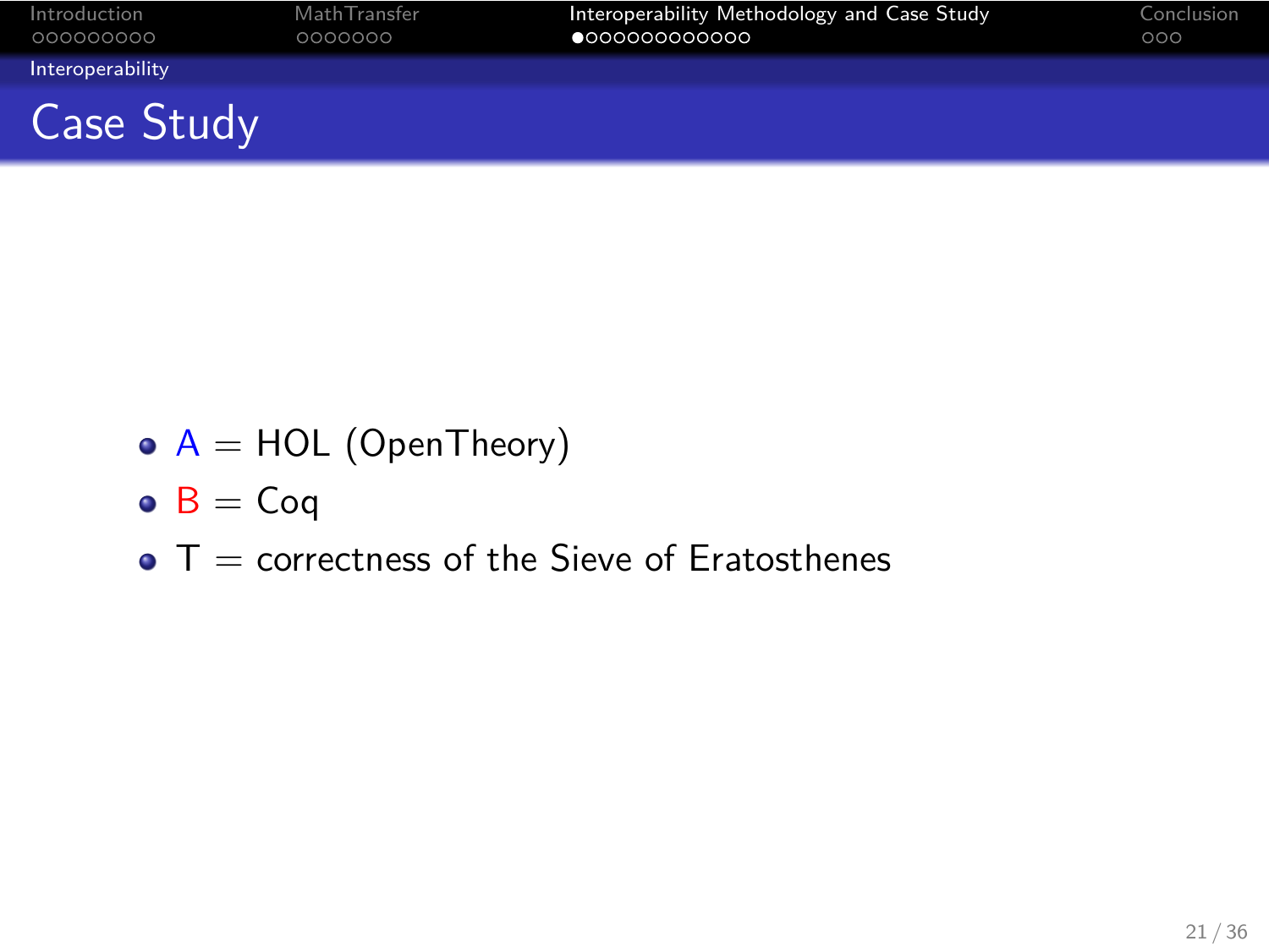# Case Study

- A = HOL (OpenTheory)
- B = Coq
- T = correctness of the Sieve of Eratosthenes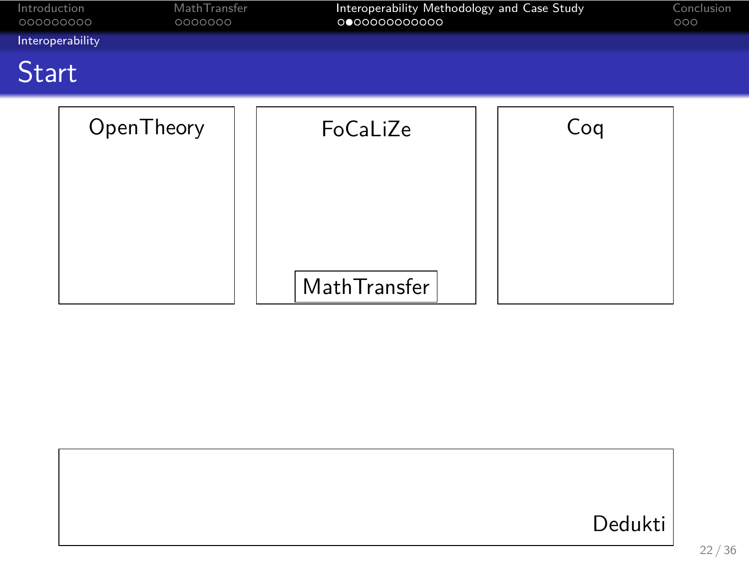## Start

OpenTheory

FoCaLiZe

MathTransfer

Coq

Dedukti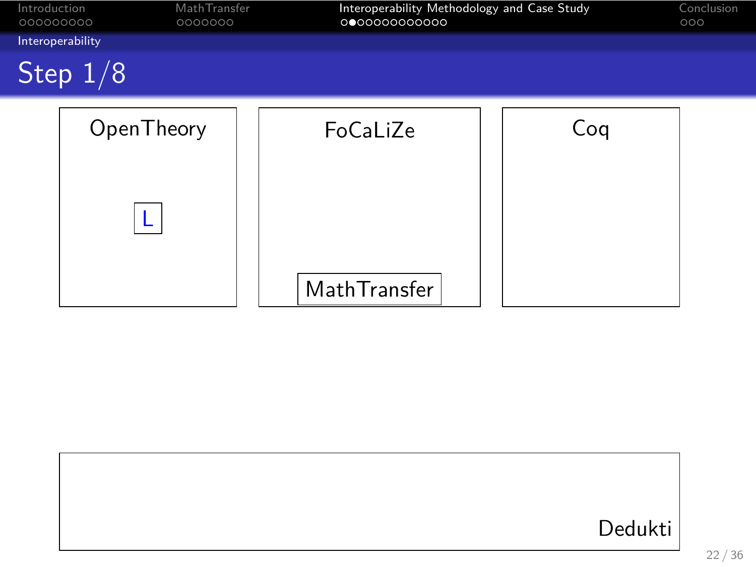## Step 1/8

OpenTheory

L

FoCaLiZe

MathTransfer

Coq

Dedukti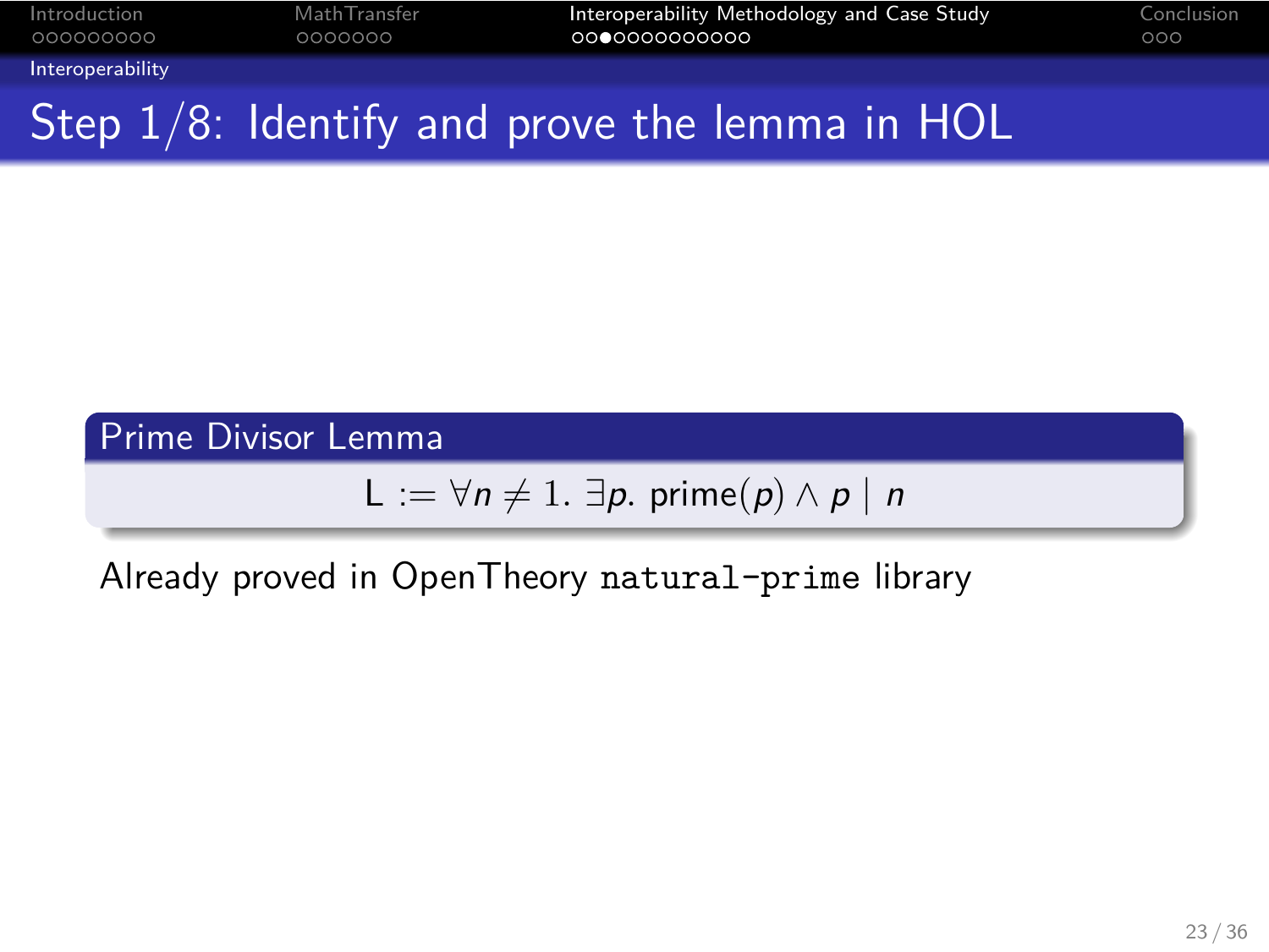# Step 1/8: Identify and prove the lemma in HOL

**Prime Divisor Lemma**

$$\mathsf{L} := \forall n \neq 1.\ \exists p.\ \mathsf{prime}(p) \land p \mid n$$

Already proved in OpenTheory `natural-prime` library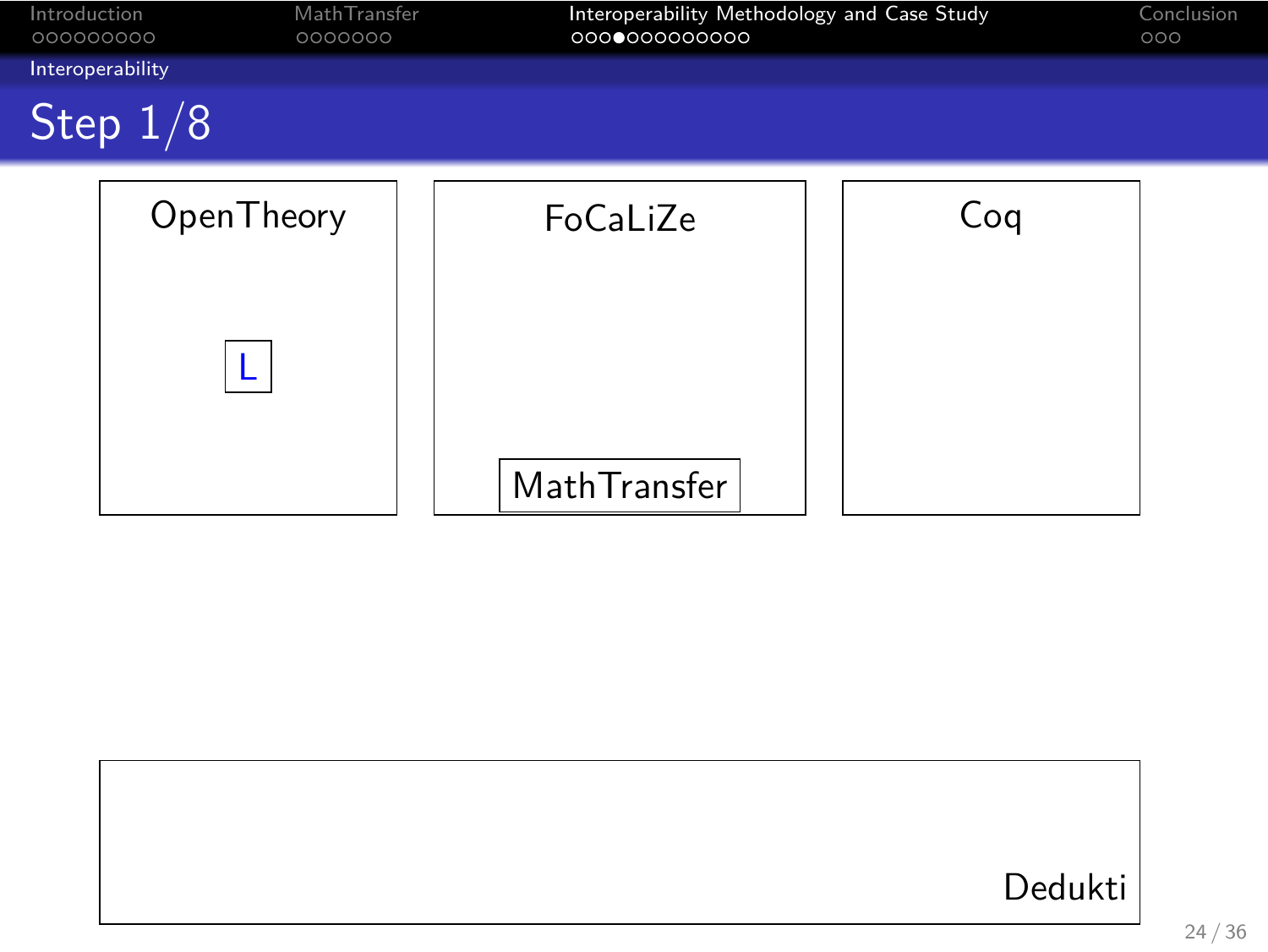## Step 1/8

OpenTheory

L

FoCaLiZe

MathTransfer

Coq

Dedukti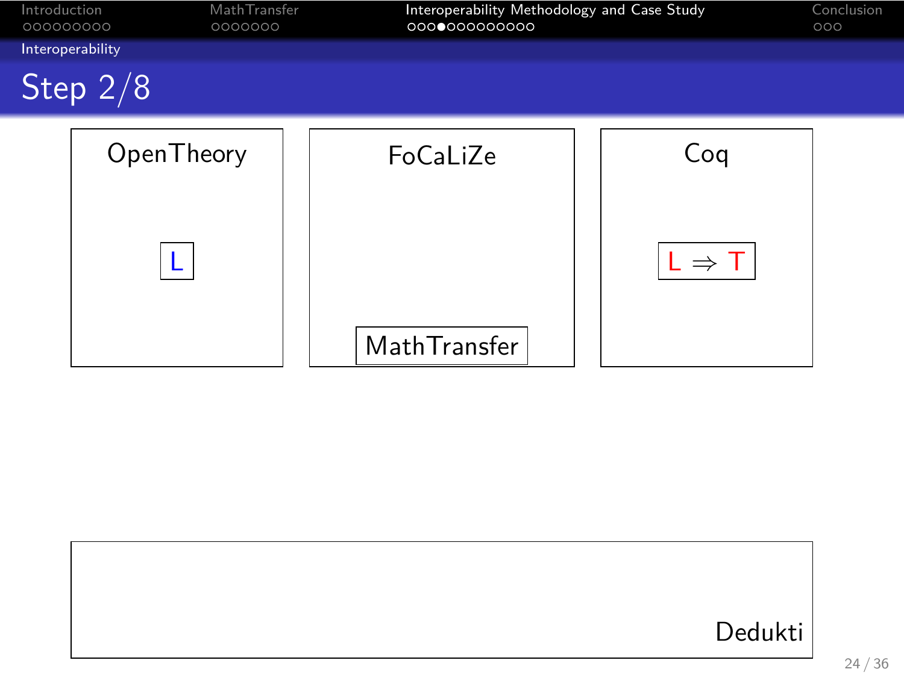## Step 2/8

OpenTheory

L

FoCaLiZe

MathTransfer

Coq

$L \Rightarrow T$

Dedukti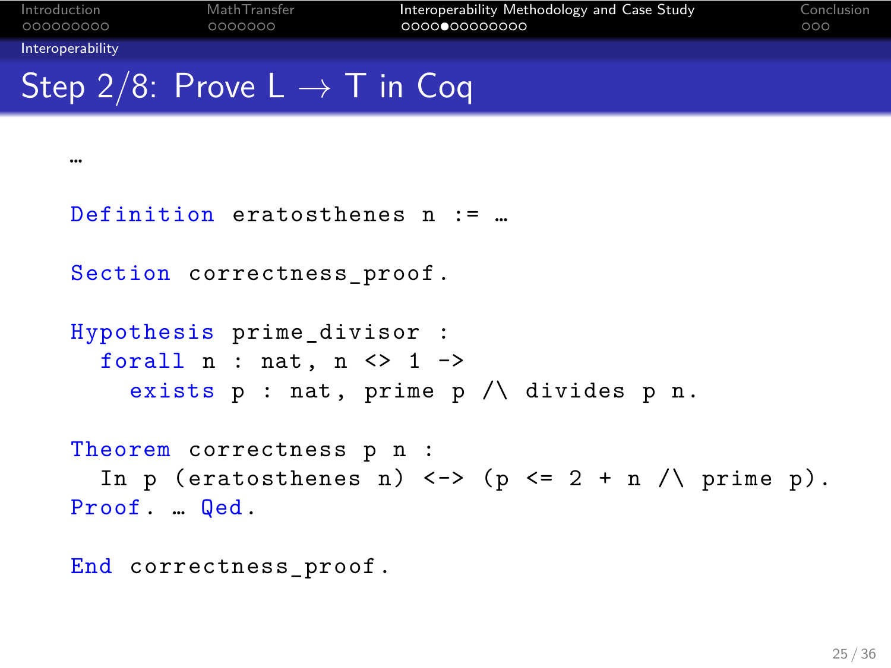## Step 2/8: Prove L → T in Coq

```
…

Definition eratosthenes n := …

Section correctness_proof.

Hypothesis prime_divisor :
  forall n : nat, n <> 1 ->
    exists p : nat, prime p /\ divides p n.

Theorem correctness p n :
  In p (eratosthenes n) <-> (p <= 2 + n /\ prime p).
Proof. … Qed.

End correctness_proof.
```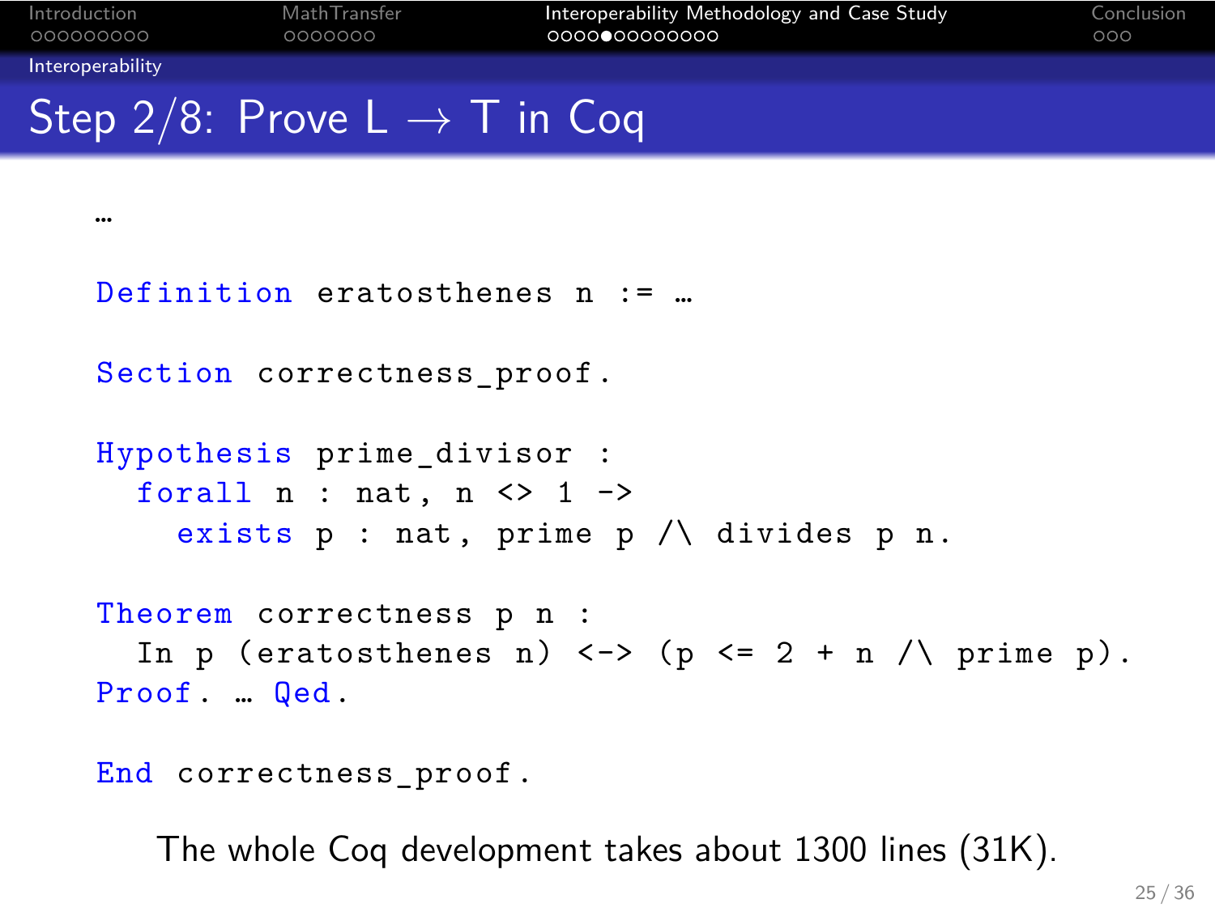# Step 2/8: Prove L → T in Coq

```
…

Definition eratosthenes n := …

Section correctness_proof.

Hypothesis prime_divisor :
  forall n : nat, n <> 1 ->
    exists p : nat, prime p /\ divides p n.

Theorem correctness p n :
  In p (eratosthenes n) <-> (p <= 2 + n /\ prime p).
Proof. … Qed.

End correctness_proof.
```

The whole Coq development takes about 1300 lines (31K).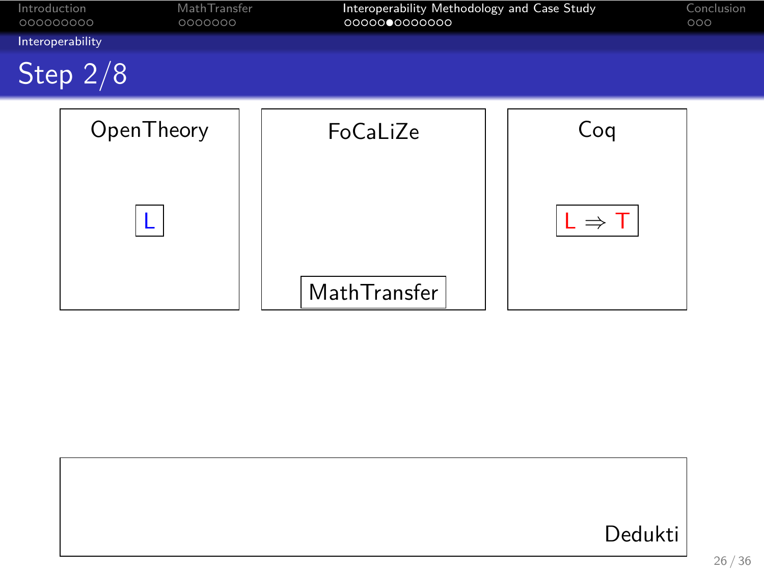# Step 2/8

OpenTheory

L

FoCaLiZe

MathTransfer

Coq

$L \Rightarrow T$

Dedukti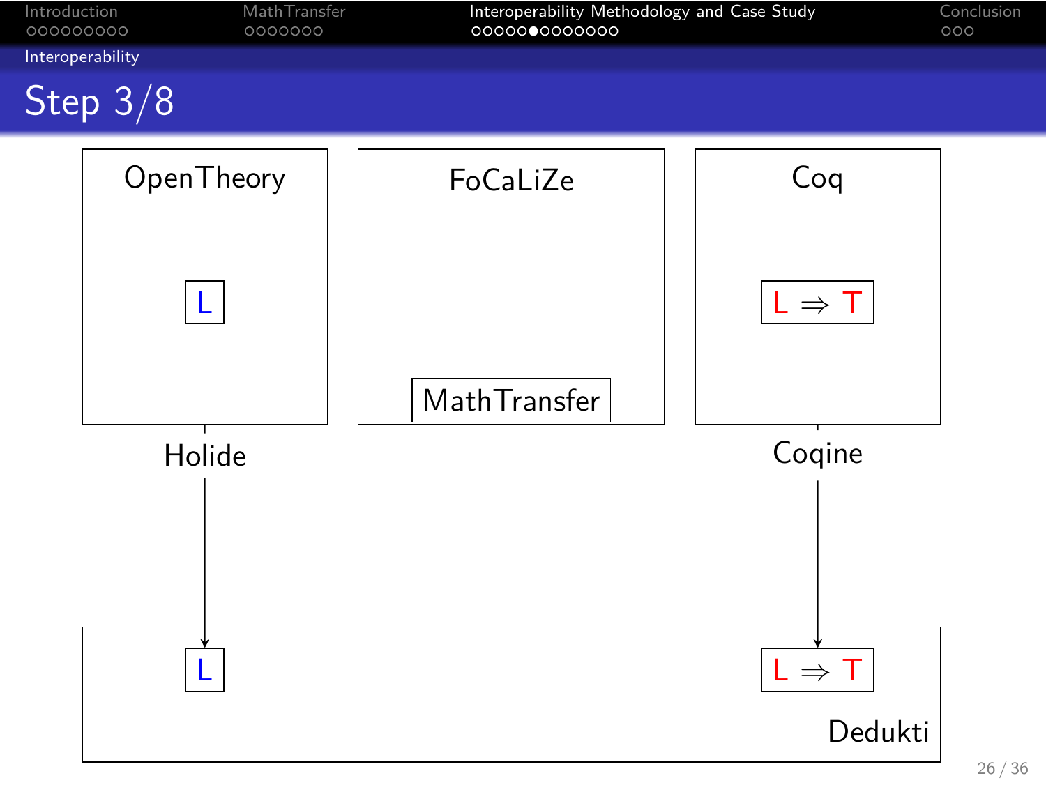## Step 3/8

OpenTheory

L

FoCaLiZe

MathTransfer

Coq

$L \Rightarrow T$

Holide

Coqine

L

$L \Rightarrow T$

Dedukti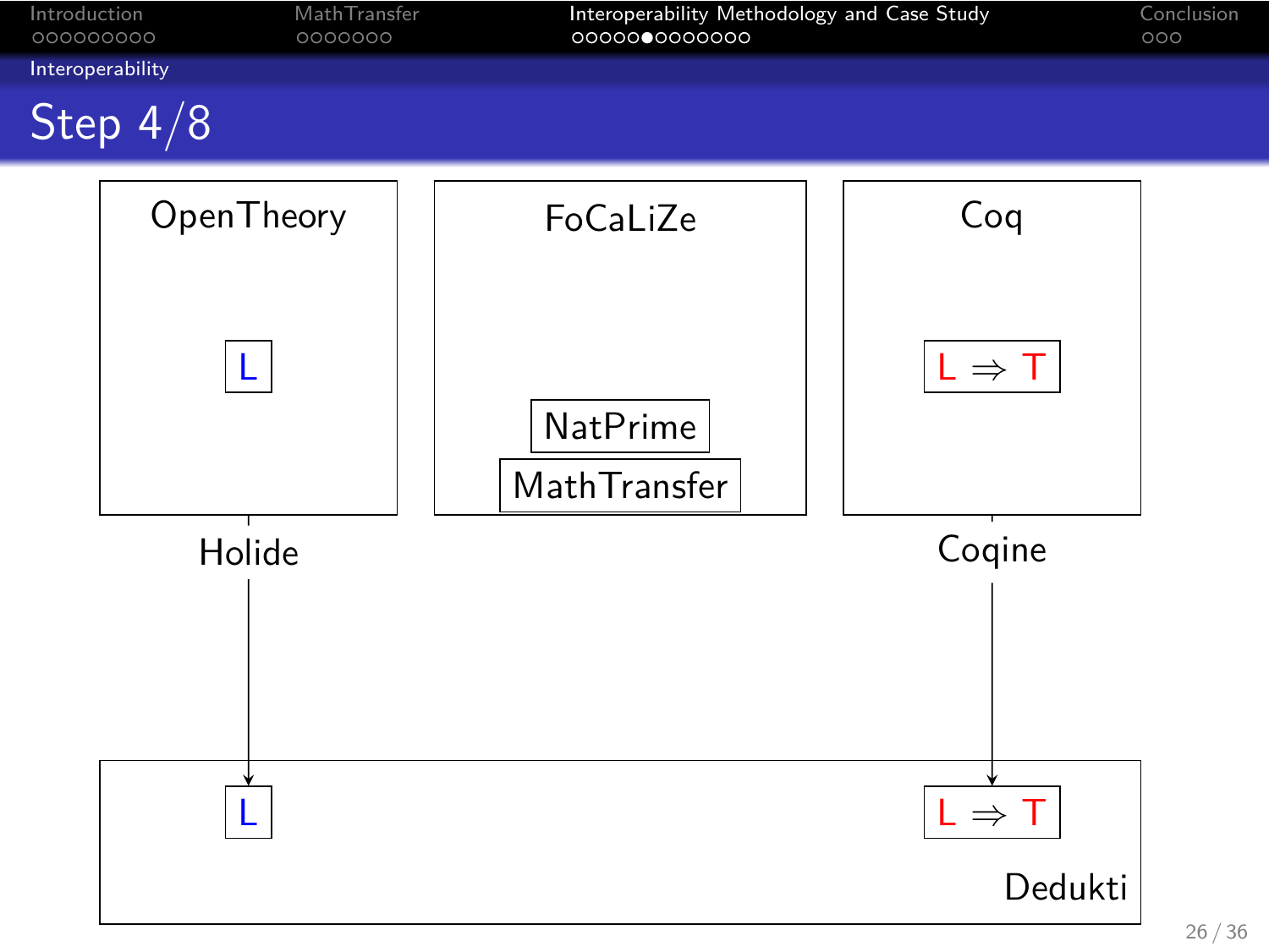## Step 4/8

OpenTheory

L

FoCaLiZe

NatPrime

MathTransfer

Coq

$L \Rightarrow T$

Holide

Coqine

L

$L \Rightarrow T$

Dedukti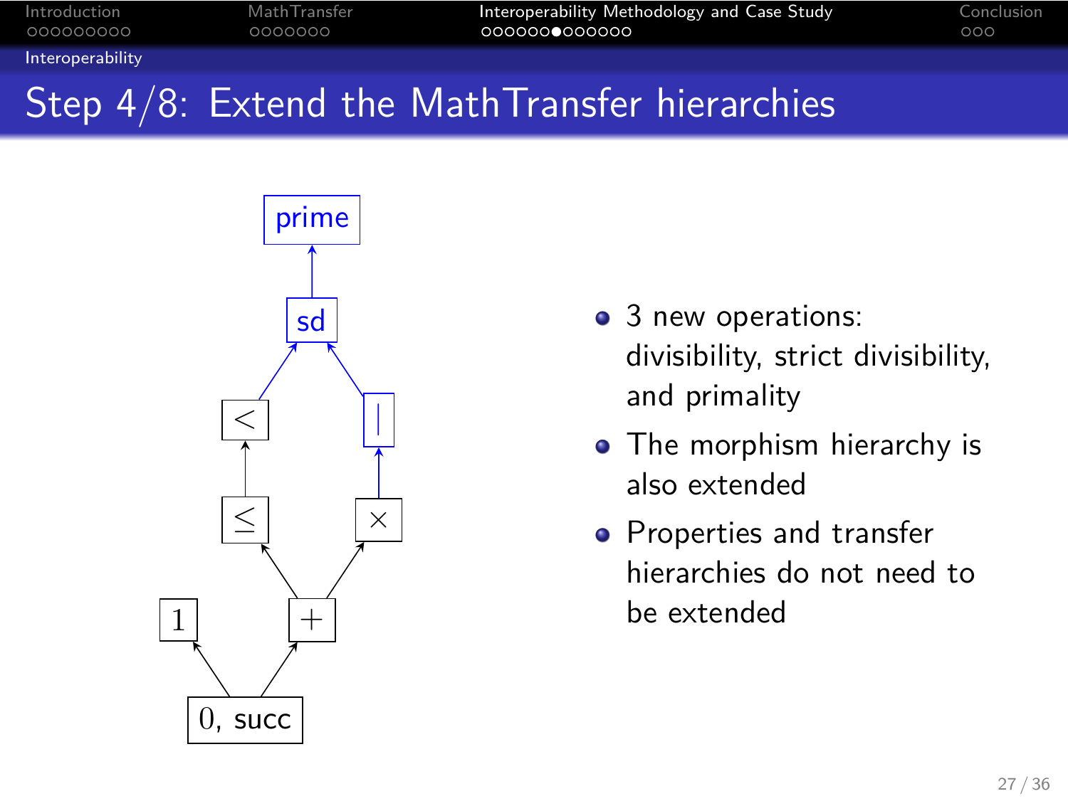## Step 4/8: Extend the MathTransfer hierarchies

- 3 new operations: divisibility, strict divisibility, and primality
- The morphism hierarchy is also extended
- Properties and transfer hierarchies do not need to be extended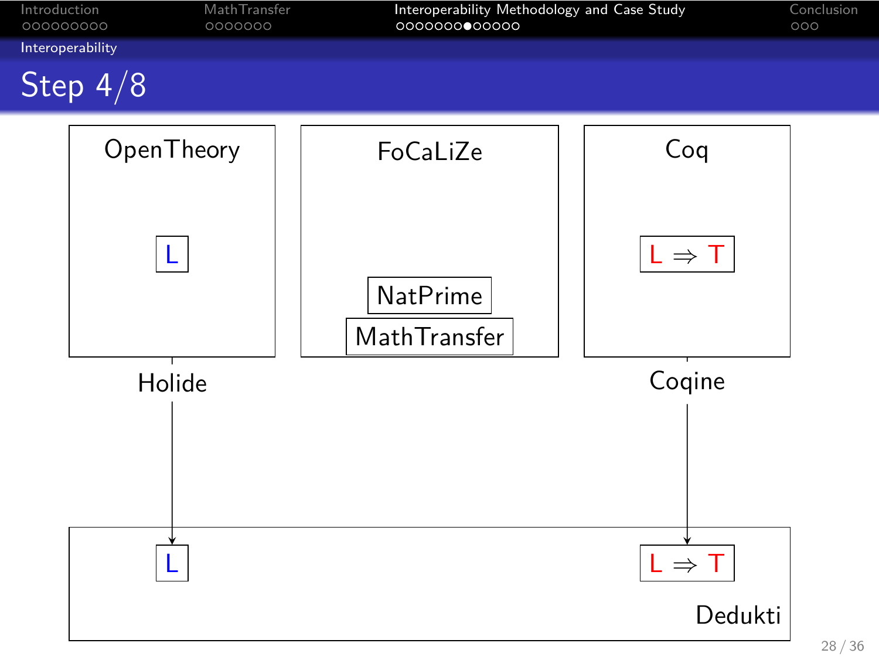## Step 4/8

OpenTheory

L

FoCaLiZe

NatPrime

MathTransfer

Coq

$L \Rightarrow T$

Holide

Coqine

L

$L \Rightarrow T$

Dedukti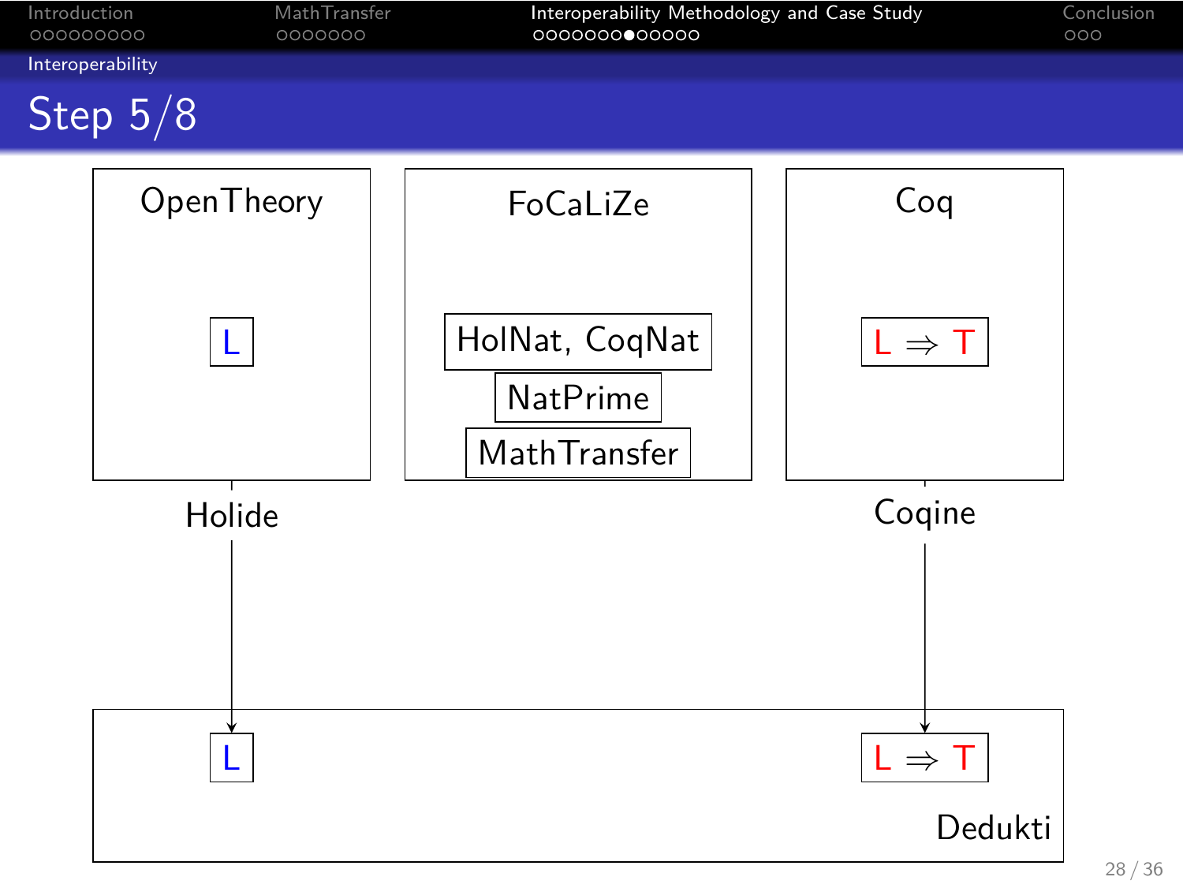## Step 5/8

OpenTheory

L

FoCaLiZe

HolNat, CoqNat

NatPrime

MathTransfer

Coq

L $\Rightarrow$ T

Holide

Coqine

L

L $\Rightarrow$ T

Dedukti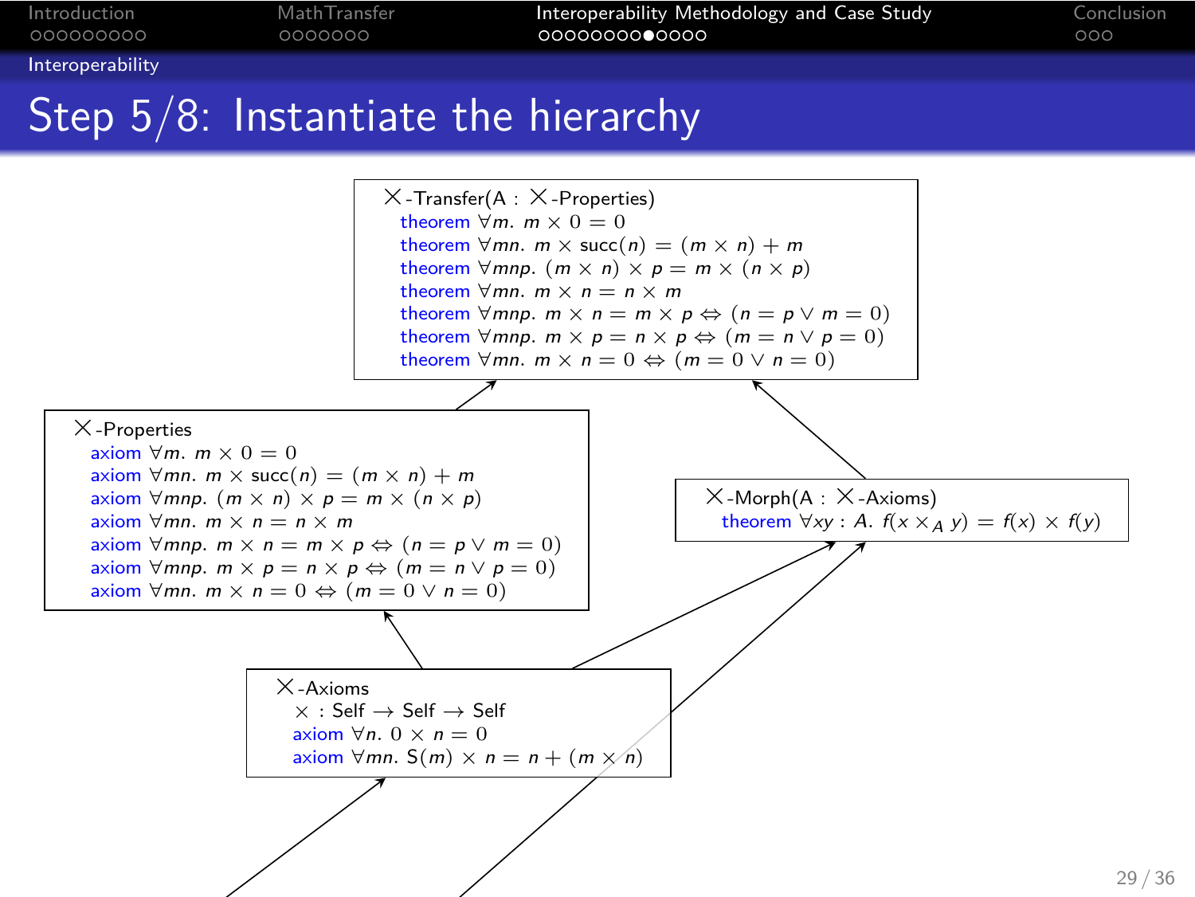## Step 5/8: Instantiate the hierarchy

**$\times$-Transfer(A : $\times$-Properties)**

- theorem $\forall m.\ m \times 0 = 0$
- theorem $\forall mn.\ m \times \mathsf{succ}(n) = (m \times n) + m$
- theorem $\forall mnp.\ (m \times n) \times p = m \times (n \times p)$
- theorem $\forall mn.\ m \times n = n \times m$
- theorem $\forall mnp.\ m \times n = m \times p \Leftrightarrow (n = p \vee m = 0)$
- theorem $\forall mnp.\ m \times p = n \times p \Leftrightarrow (m = n \vee p = 0)$
- theorem $\forall mn.\ m \times n = 0 \Leftrightarrow (m = 0 \vee n = 0)$

**$\times$-Properties**

- axiom $\forall m.\ m \times 0 = 0$
- axiom $\forall mn.\ m \times \mathsf{succ}(n) = (m \times n) + m$
- axiom $\forall mnp.\ (m \times n) \times p = m \times (n \times p)$
- axiom $\forall mn.\ m \times n = n \times m$
- axiom $\forall mnp.\ m \times n = m \times p \Leftrightarrow (n = p \vee m = 0)$
- axiom $\forall mnp.\ m \times p = n \times p \Leftrightarrow (m = n \vee p = 0)$
- axiom $\forall mn.\ m \times n = 0 \Leftrightarrow (m = 0 \vee n = 0)$

**$\times$-Morph(A : $\times$-Axioms)**

- theorem $\forall xy : A.\ f(x \times_A y) = f(x) \times f(y)$

**$\times$-Axioms**

- $\times$ : Self $\rightarrow$ Self $\rightarrow$ Self
- axiom $\forall n.\ 0 \times n = 0$
- axiom $\forall mn.\ \mathsf{S}(m) \times n = n + (m \times n)$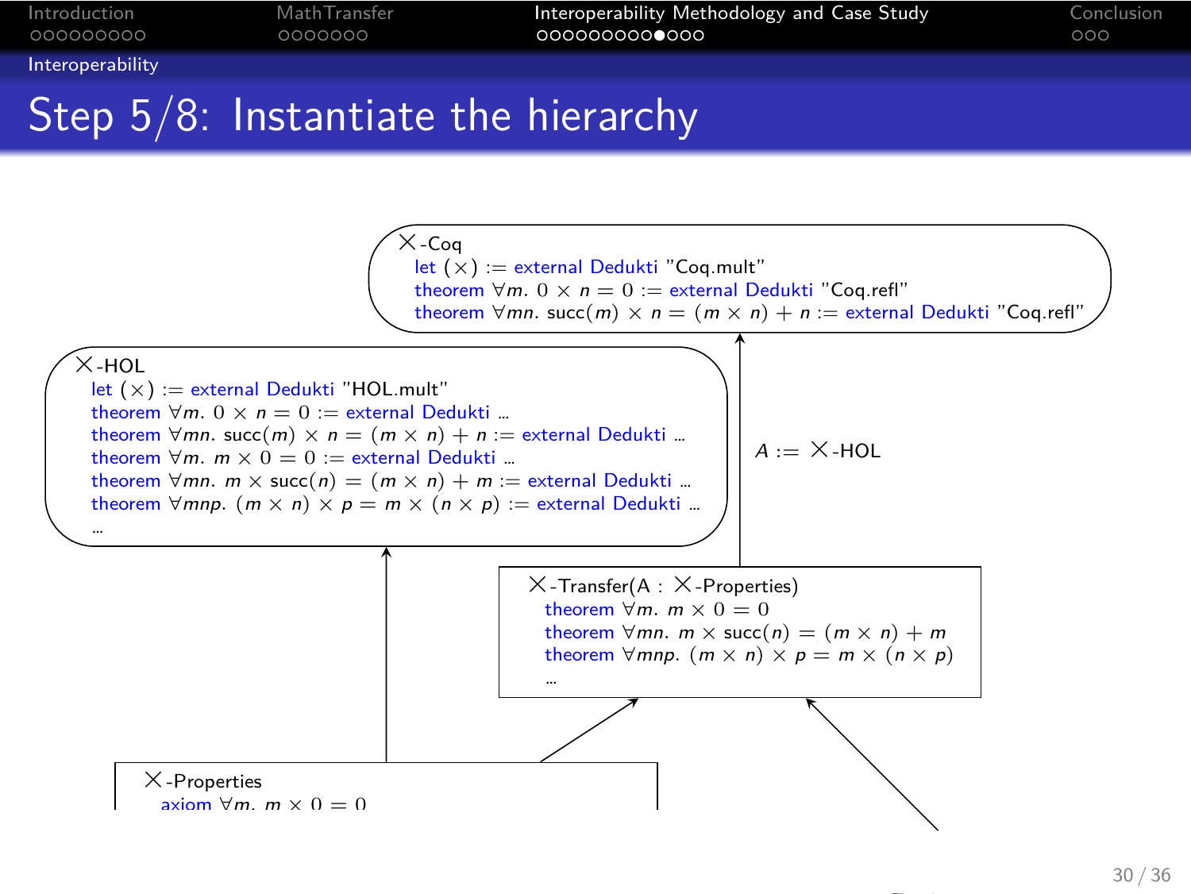## Step 5/8: Instantiate the hierarchy

**$\times$-Coq**

let $(\times)$ := external Dedukti "Coq.mult"
theorem $\forall m.\ 0 \times n = 0$ := external Dedukti "Coq.refl"
theorem $\forall mn.\ \text{succ}(m) \times n = (m \times n) + n$ := external Dedukti "Coq.refl"

**$\times$-HOL**

let $(\times)$ := external Dedukti "HOL.mult"
theorem $\forall m.\ 0 \times n = 0$ := external Dedukti ...
theorem $\forall mn.\ \text{succ}(m) \times n = (m \times n) + n$ := external Dedukti ...
theorem $\forall m.\ m \times 0 = 0$ := external Dedukti ...
theorem $\forall mn.\ m \times \text{succ}(n) = (m \times n) + m$ := external Dedukti ...
theorem $\forall mnp.\ (m \times n) \times p = m \times (n \times p)$ := external Dedukti ...
...

$A := \times$-HOL

**$\times$-Transfer(A : $\times$-Properties)**

theorem $\forall m.\ m \times 0 = 0$
theorem $\forall mn.\ m \times \text{succ}(n) = (m \times n) + m$
theorem $\forall mnp.\ (m \times n) \times p = m \times (n \times p)$
...

**$\times$-Properties**

axiom $\forall m.\ m \times 0 = 0$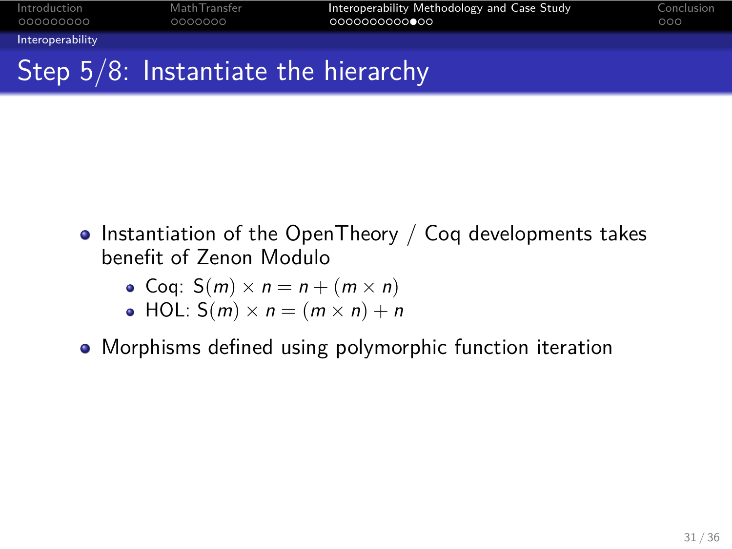# Step 5/8: Instantiate the hierarchy

- Instantiation of the OpenTheory / Coq developments takes benefit of Zenon Modulo
  - Coq: $S(m) \times n = n + (m \times n)$
  - HOL: $S(m) \times n = (m \times n) + n$
- Morphisms defined using polymorphic function iteration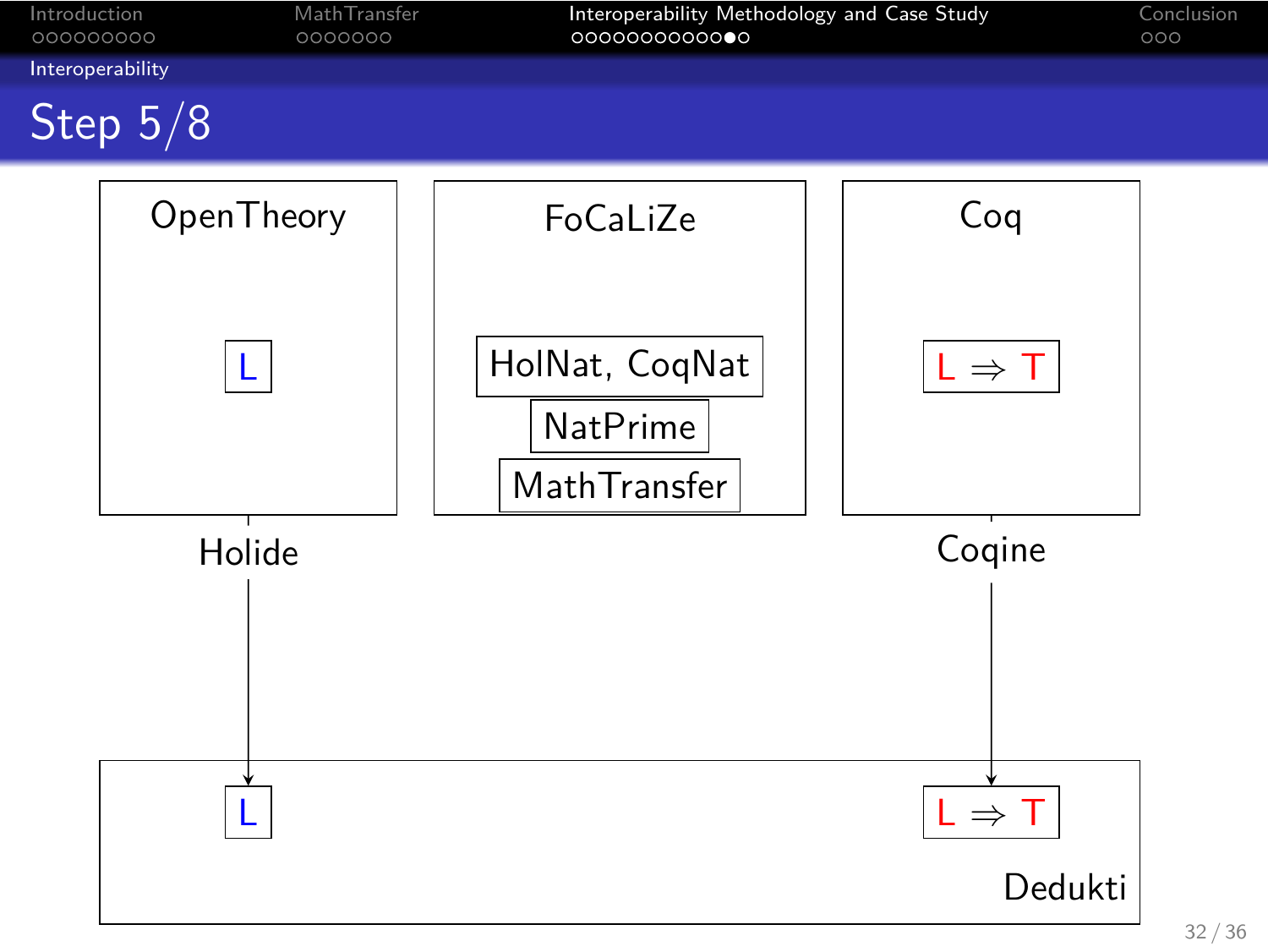# Step 5/8

OpenTheory

L

FoCaLiZe

HolNat, CoqNat

NatPrime

MathTransfer

Coq

$L \Rightarrow T$

Holide

Coqine

L

$L \Rightarrow T$

Dedukti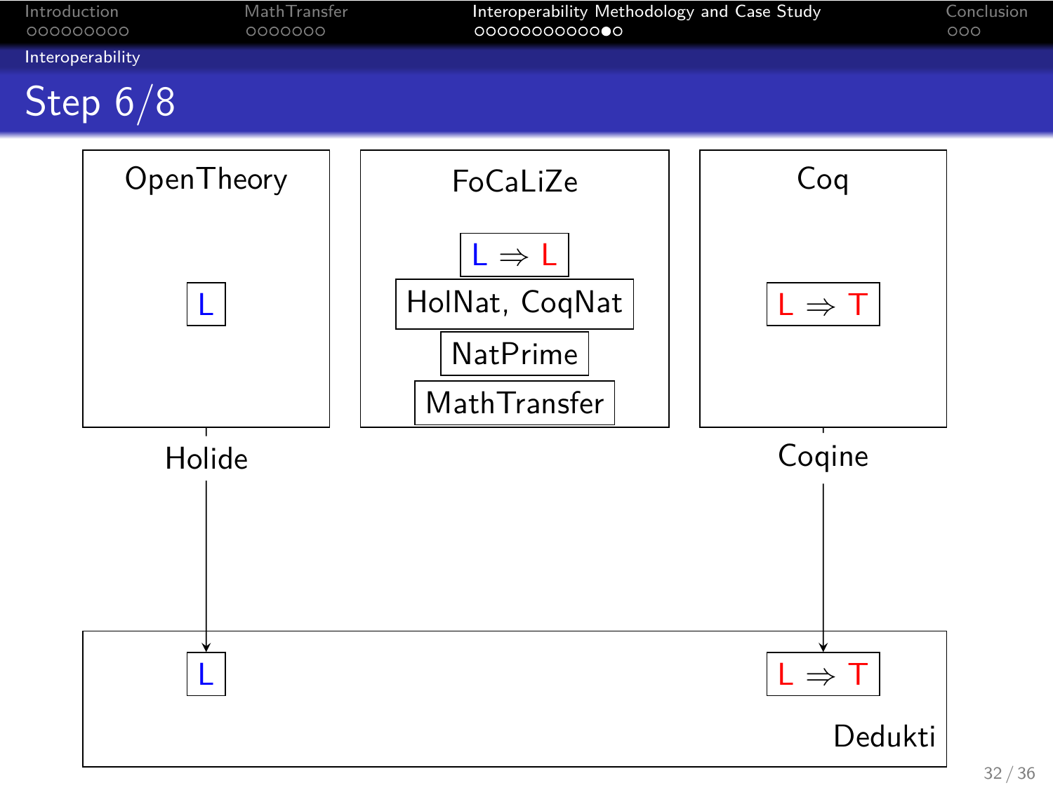## Step 6/8

OpenTheory

L

FoCaLiZe

L ⇒ L

HolNat, CoqNat

NatPrime

MathTransfer

Coq

L ⇒ T

Holide

Coqine

L

L ⇒ T

Dedukti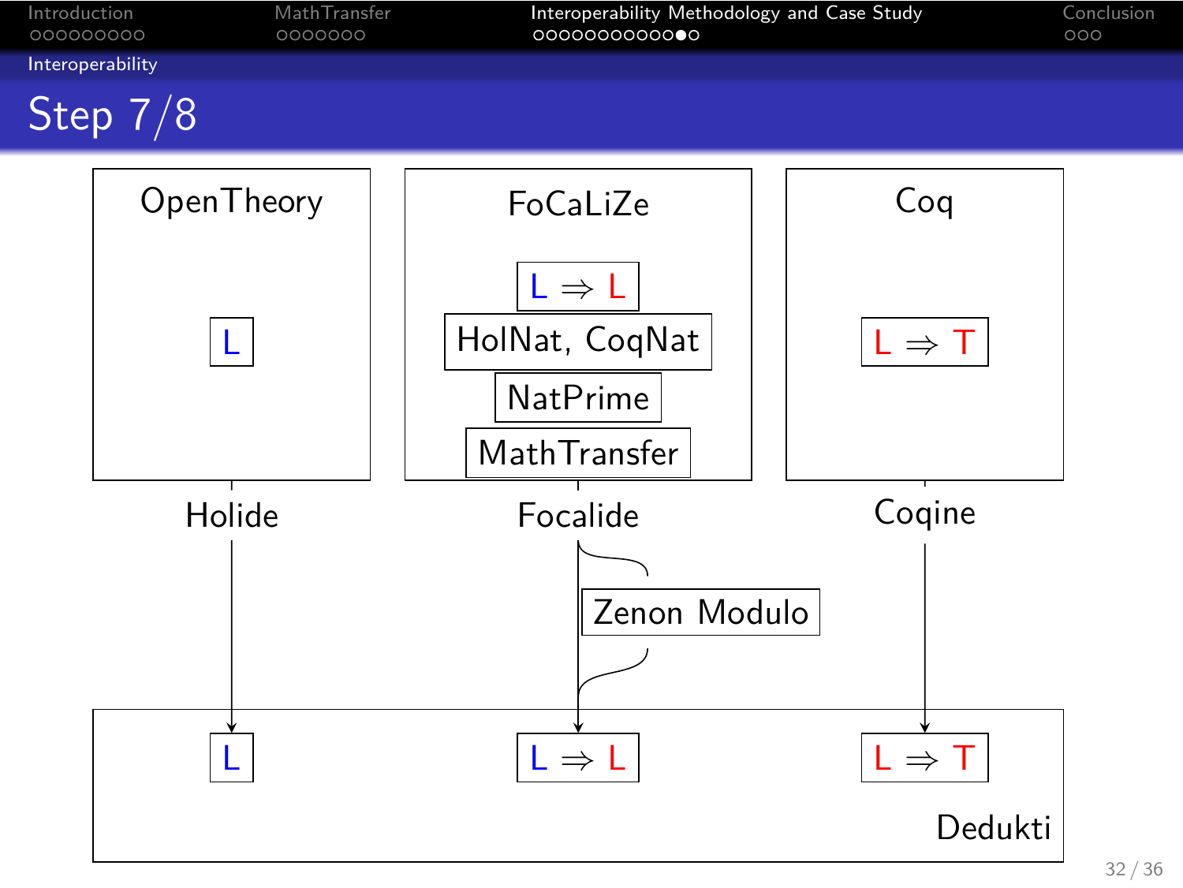## Step 7/8

OpenTheory

L

FoCaLiZe

L ⇒ L

HolNat, CoqNat

NatPrime

MathTransfer

Coq

L ⇒ T

Holide

Focalide

Zenon Modulo

Coqine

L

L ⇒ L

L ⇒ T

Dedukti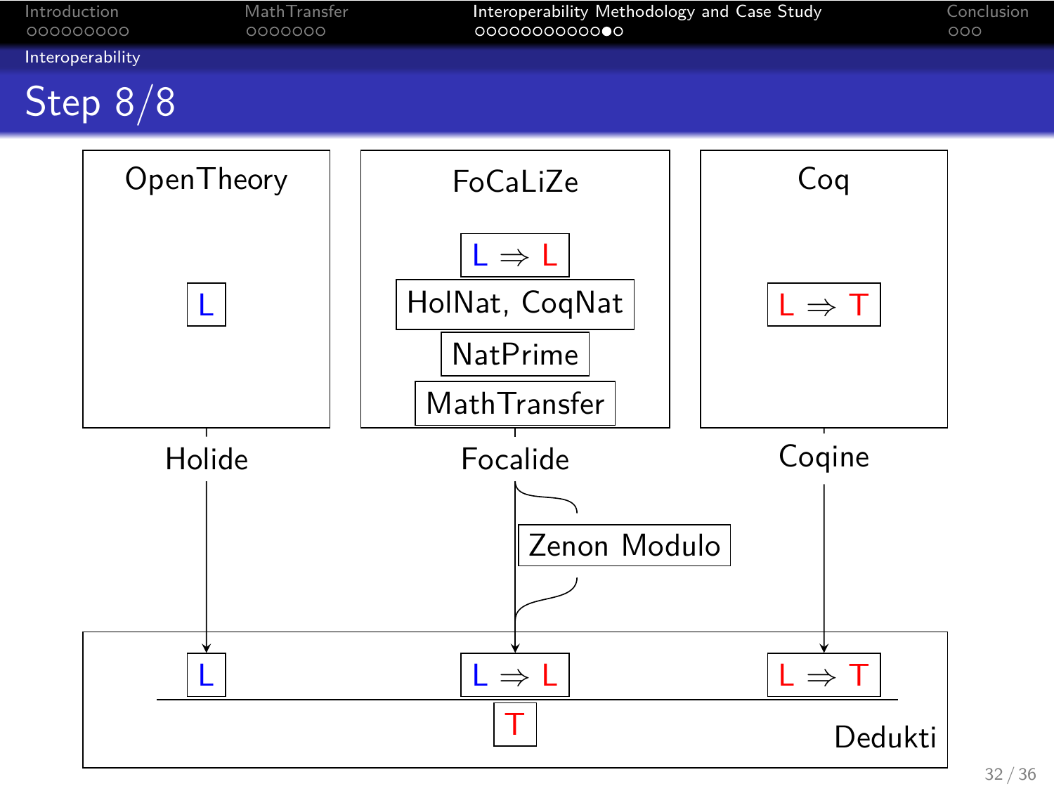## Step 8/8

OpenTheory

L

FoCaLiZe

L ⇒ L

HolNat, CoqNat

NatPrime

MathTransfer

Coq

L ⇒ T

Holide

Focalide

Coqine

Zenon Modulo

L

L ⇒ L

L ⇒ T

T

Dedukti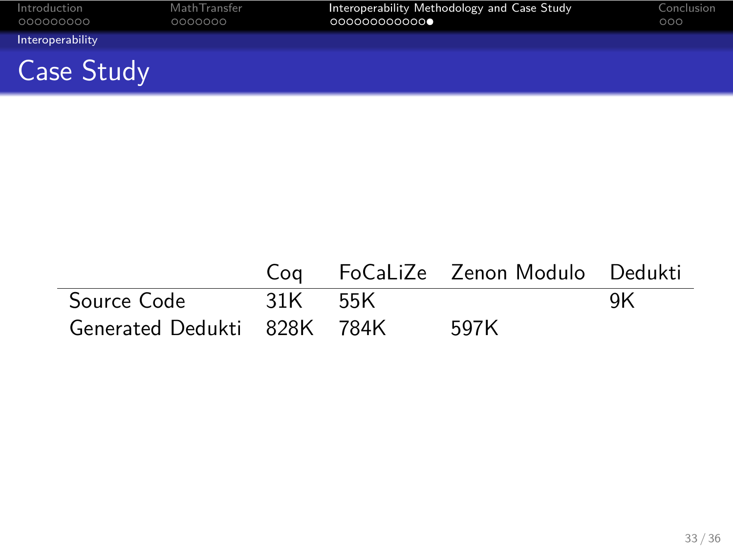# Case Study

| | Coq | FoCaLiZe | Zenon Modulo | Dedukti |
|---|---|---|---|---|
| Source Code | 31K | 55K | | 9K |
| Generated Dedukti | 828K | 784K | 597K | |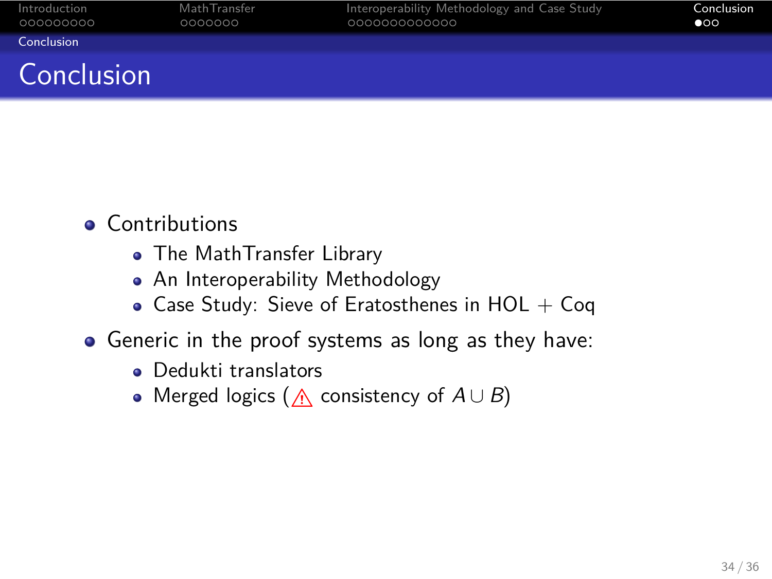# Conclusion

- Contributions
  - The MathTransfer Library
  - An Interoperability Methodology
  - Case Study: Sieve of Eratosthenes in HOL + Coq
- Generic in the proof systems as long as they have:
  - Dedukti translators
  - Merged logics (⚠ consistency of $A \cup B$)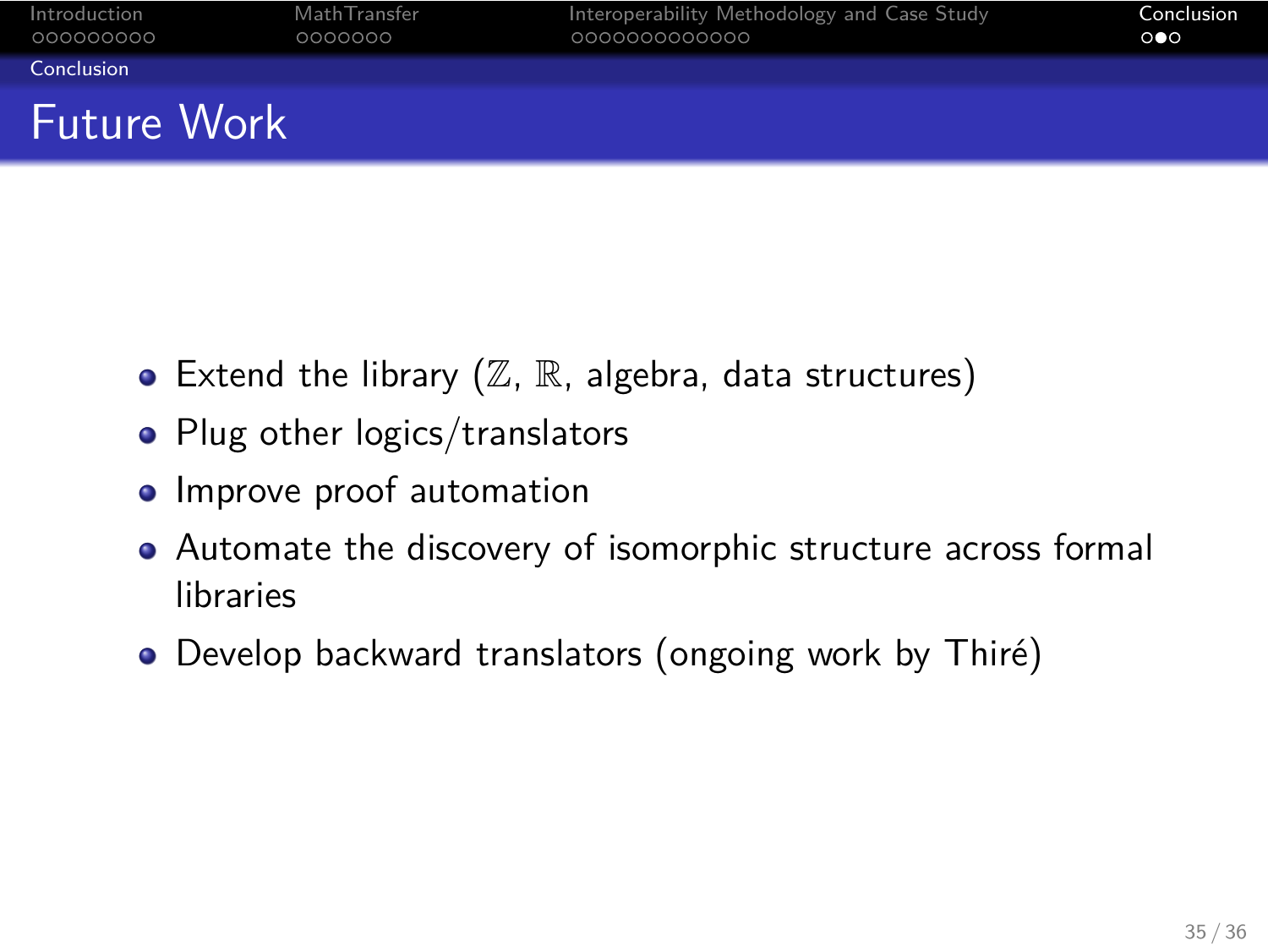# Future Work

- Extend the library ($\mathbb{Z}$, $\mathbb{R}$, algebra, data structures)
- Plug other logics/translators
- Improve proof automation
- Automate the discovery of isomorphic structure across formal libraries
- Develop backward translators (ongoing work by Thiré)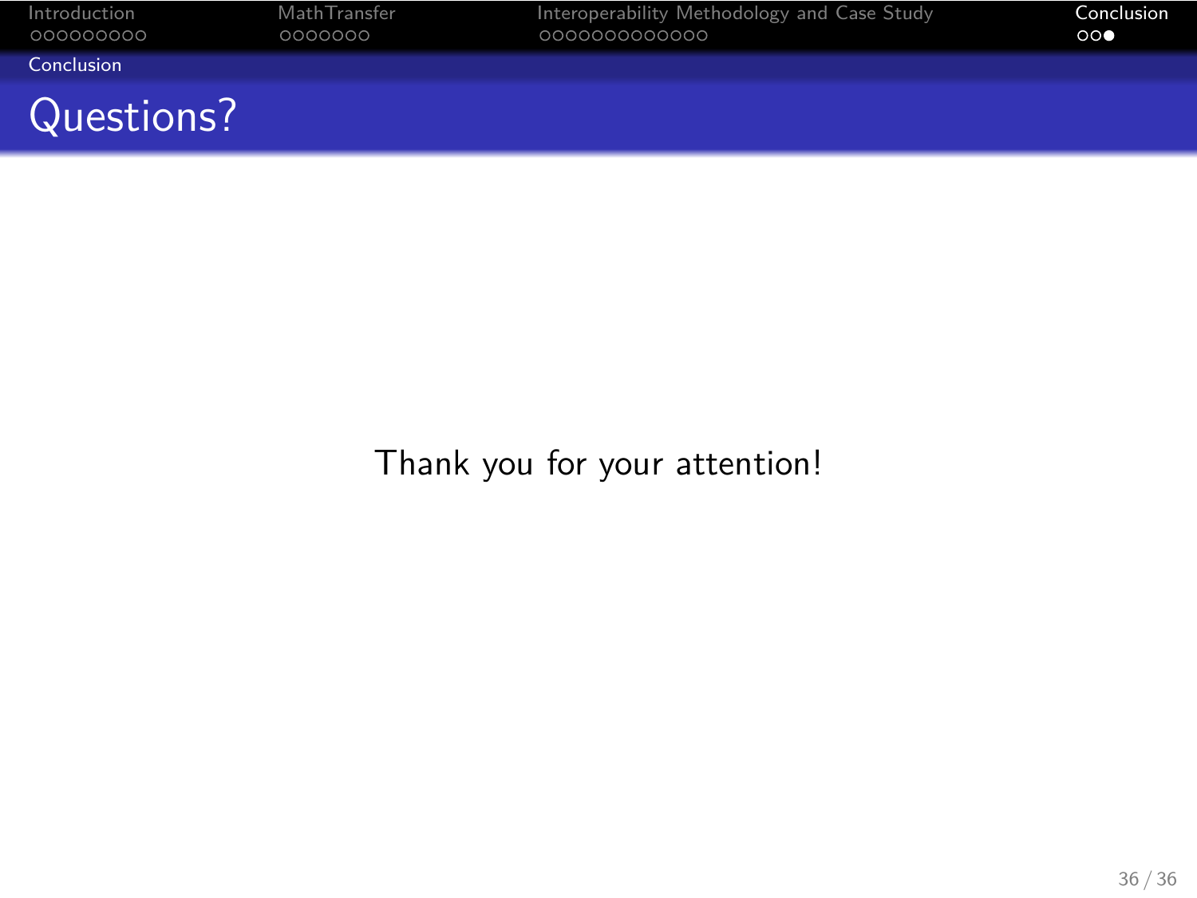# Questions?

Thank you for your attention!